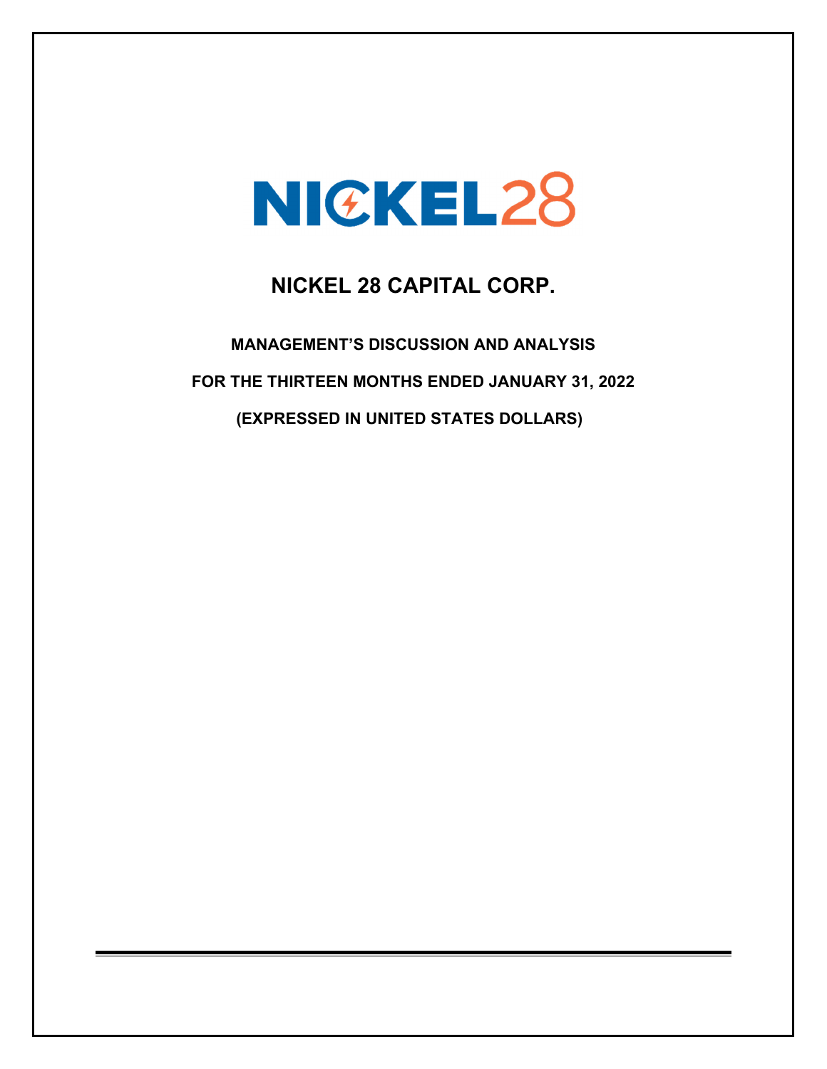NICKEL28

# NICKEL 28 CAPITAL CORP.

**MANAGEMENT'S DISCUSSION AND ANALYSIS**

**FOR THE THIRTEEN MONTHS ENDED JANUARY 31, 2022**

**(EXPRESSED IN UNITED STATES DOLLARS)**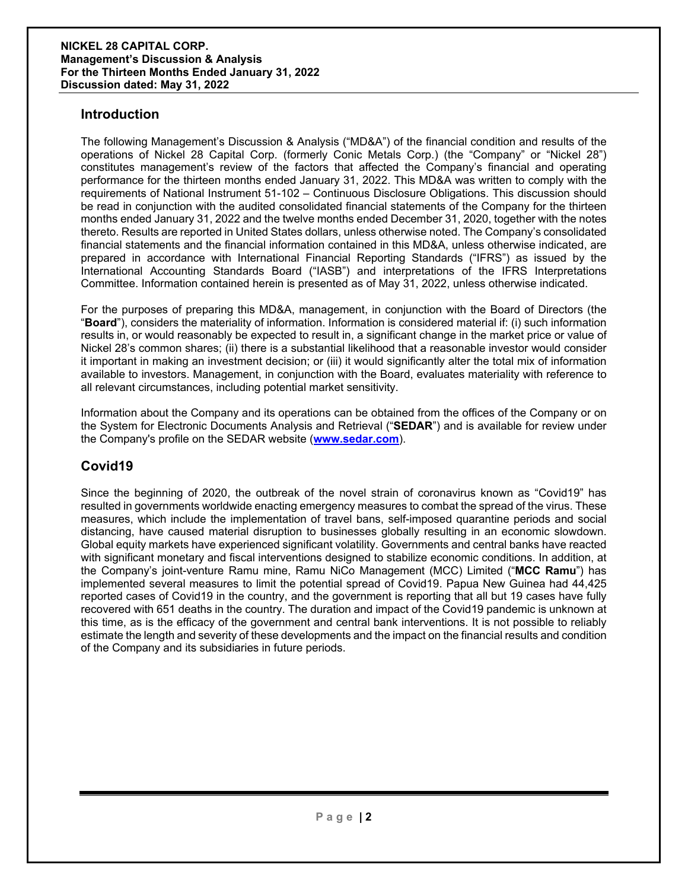## Introduction

The following Management's Discussion & Analysis ("MD&A") of the financial condition and results of the operations of Nickel 28 Capital Corp. (formerly Conic Metals Corp.) (the "Company" or "Nickel 28") constitutes management's review of the factors that affected the Company's financial and operating performance for the thirteen months ended January 31, 2022. This MD&A was written to comply with the requirements of National Instrument 51-102 – Continuous Disclosure Obligations. This discussion should be read in conjunction with the audited consolidated financial statements of the Company for the thirteen months ended January 31, 2022 and the twelve months ended December 31, 2020, together with the notes thereto. Results are reported in United States dollars, unless otherwise noted. The Company's consolidated financial statements and the financial information contained in this MD&A, unless otherwise indicated, are prepared in accordance with International Financial Reporting Standards ("IFRS") as issued by the International Accounting Standards Board ("IASB") and interpretations of the IFRS Interpretations Committee. Information contained herein is presented as of May 31, 2022, unless otherwise indicated.

For the purposes of preparing this MD&A, management, in conjunction with the Board of Directors (the "**Board**"), considers the materiality of information. Information is considered material if: (i) such information results in, or would reasonably be expected to result in, a significant change in the market price or value of Nickel 28's common shares; (ii) there is a substantial likelihood that a reasonable investor would consider it important in making an investment decision; or (iii) it would significantly alter the total mix of information available to investors. Management, in conjunction with the Board, evaluates materiality with reference to all relevant circumstances, including potential market sensitivity.

Information about the Company and its operations can be obtained from the offices of the Company or on the System for Electronic Documents Analysis and Retrieval ("**SEDAR**") and is available for review under the Company's profile on the SEDAR website (**www.sedar.com**).

## Covid19

Since the beginning of 2020, the outbreak of the novel strain of coronavirus known as "Covid19" has resulted in governments worldwide enacting emergency measures to combat the spread of the virus. These measures, which include the implementation of travel bans, self-imposed quarantine periods and social distancing, have caused material disruption to businesses globally resulting in an economic slowdown. Global equity markets have experienced significant volatility. Governments and central banks have reacted with significant monetary and fiscal interventions designed to stabilize economic conditions. In addition, at the Company's joint-venture Ramu mine, Ramu NiCo Management (MCC) Limited ("**MCC Ramu**") has implemented several measures to limit the potential spread of Covid19. Papua New Guinea had 44,425 reported cases of Covid19 in the country, and the government is reporting that all but 19 cases have fully recovered with 651 deaths in the country. The duration and impact of the Covid19 pandemic is unknown at this time, as is the efficacy of the government and central bank interventions. It is not possible to reliably estimate the length and severity of these developments and the impact on the financial results and condition of the Company and its subsidiaries in future periods.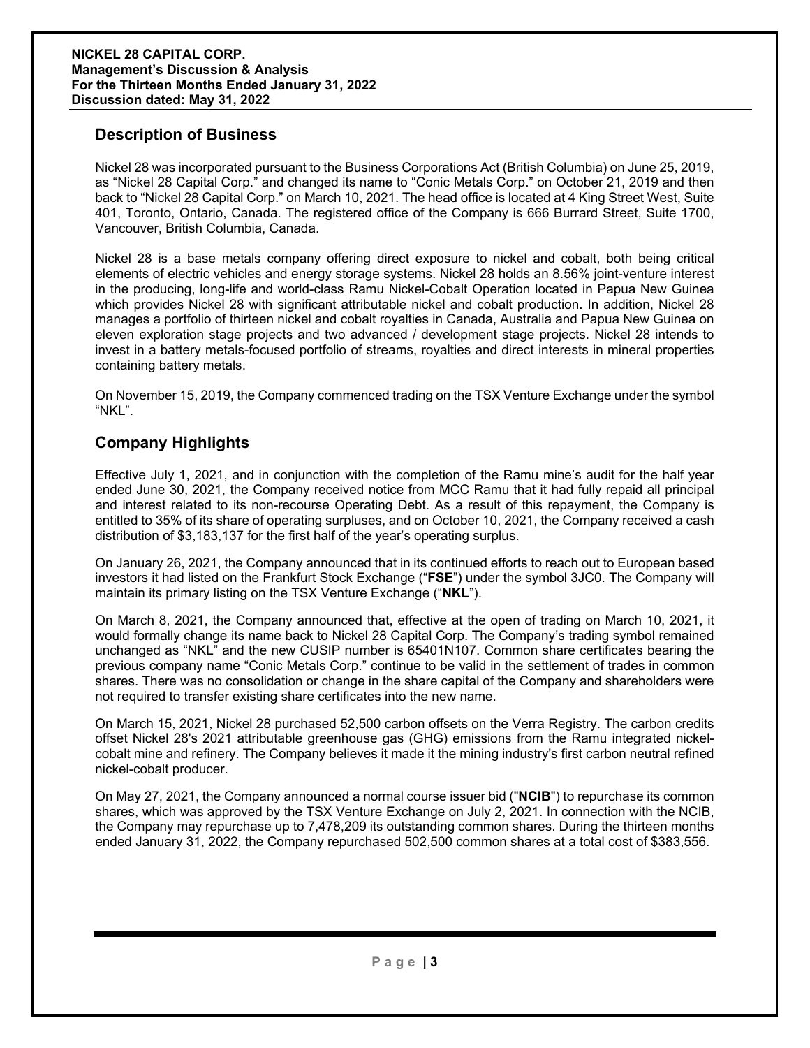## Description of Business

Nickel 28 was incorporated pursuant to the Business Corporations Act (British Columbia) on June 25, 2019, as "Nickel 28 Capital Corp." and changed its name to "Conic Metals Corp." on October 21, 2019 and then back to "Nickel 28 Capital Corp." on March 10, 2021. The head office is located at 4 King Street West, Suite 401, Toronto, Ontario, Canada. The registered office of the Company is 666 Burrard Street, Suite 1700, Vancouver, British Columbia, Canada.

Nickel 28 is a base metals company offering direct exposure to nickel and cobalt, both being critical elements of electric vehicles and energy storage systems. Nickel 28 holds an 8.56% joint-venture interest in the producing, long-life and world-class Ramu Nickel-Cobalt Operation located in Papua New Guinea which provides Nickel 28 with significant attributable nickel and cobalt production. In addition, Nickel 28 manages a portfolio of thirteen nickel and cobalt royalties in Canada, Australia and Papua New Guinea on eleven exploration stage projects and two advanced / development stage projects. Nickel 28 intends to invest in a battery metals-focused portfolio of streams, royalties and direct interests in mineral properties containing battery metals.

On November 15, 2019, the Company commenced trading on the TSX Venture Exchange under the symbol "NKL".

## Company Highlights

Effective July 1, 2021, and in conjunction with the completion of the Ramu mine's audit for the half year ended June 30, 2021, the Company received notice from MCC Ramu that it had fully repaid all principal and interest related to its non-recourse Operating Debt. As a result of this repayment, the Company is entitled to 35% of its share of operating surpluses, and on October 10, 2021, the Company received a cash distribution of $3,183,137 for the first half of the year's operating surplus.

On January 26, 2021, the Company announced that in its continued efforts to reach out to European based investors it had listed on the Frankfurt Stock Exchange ("**FSE**") under the symbol 3JC0. The Company will maintain its primary listing on the TSX Venture Exchange ("**NKL**").

On March 8, 2021, the Company announced that, effective at the open of trading on March 10, 2021, it would formally change its name back to Nickel 28 Capital Corp. The Company's trading symbol remained unchanged as "NKL" and the new CUSIP number is 65401N107. Common share certificates bearing the previous company name "Conic Metals Corp." continue to be valid in the settlement of trades in common shares. There was no consolidation or change in the share capital of the Company and shareholders were not required to transfer existing share certificates into the new name.

On March 15, 2021, Nickel 28 purchased 52,500 carbon offsets on the Verra Registry. The carbon credits offset Nickel 28's 2021 attributable greenhouse gas (GHG) emissions from the Ramu integrated nickel-cobalt mine and refinery. The Company believes it made it the mining industry's first carbon neutral refined nickel-cobalt producer.

On May 27, 2021, the Company announced a normal course issuer bid ("**NCIB**") to repurchase its common shares, which was approved by the TSX Venture Exchange on July 2, 2021. In connection with the NCIB, the Company may repurchase up to 7,478,209 its outstanding common shares. During the thirteen months ended January 31, 2022, the Company repurchased 502,500 common shares at a total cost of $383,556.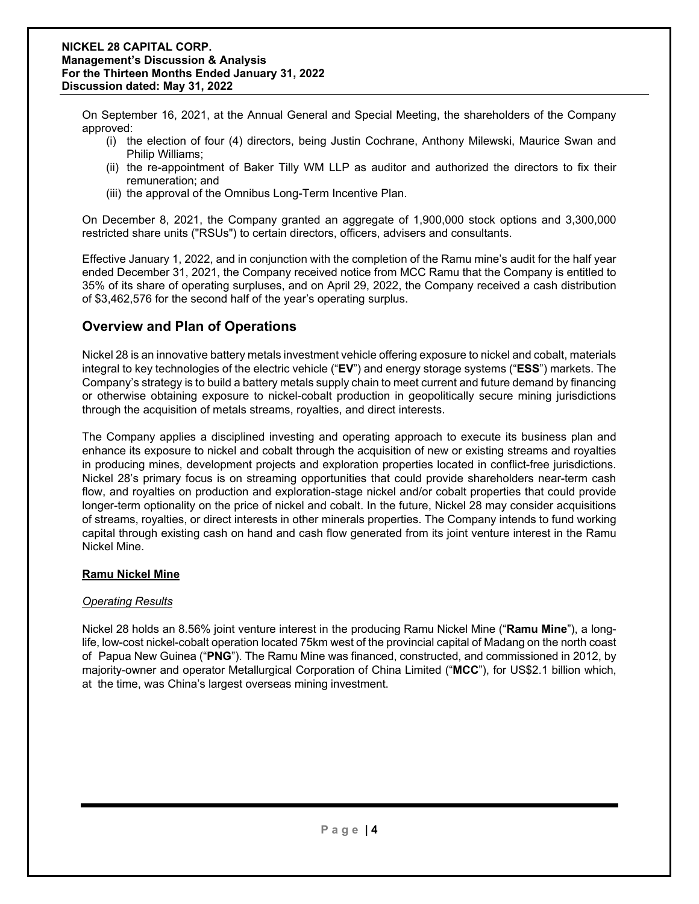On September 16, 2021, at the Annual General and Special Meeting, the shareholders of the Company approved:

(i) the election of four (4) directors, being Justin Cochrane, Anthony Milewski, Maurice Swan and Philip Williams;
(ii) the re-appointment of Baker Tilly WM LLP as auditor and authorized the directors to fix their remuneration; and
(iii) the approval of the Omnibus Long-Term Incentive Plan.

On December 8, 2021, the Company granted an aggregate of 1,900,000 stock options and 3,300,000 restricted share units ("RSUs") to certain directors, officers, advisers and consultants.

Effective January 1, 2022, and in conjunction with the completion of the Ramu mine's audit for the half year ended December 31, 2021, the Company received notice from MCC Ramu that the Company is entitled to 35% of its share of operating surpluses, and on April 29, 2022, the Company received a cash distribution of $3,462,576 for the second half of the year's operating surplus.

## Overview and Plan of Operations

Nickel 28 is an innovative battery metals investment vehicle offering exposure to nickel and cobalt, materials integral to key technologies of the electric vehicle ("**EV**") and energy storage systems ("**ESS**") markets. The Company's strategy is to build a battery metals supply chain to meet current and future demand by financing or otherwise obtaining exposure to nickel-cobalt production in geopolitically secure mining jurisdictions through the acquisition of metals streams, royalties, and direct interests.

The Company applies a disciplined investing and operating approach to execute its business plan and enhance its exposure to nickel and cobalt through the acquisition of new or existing streams and royalties in producing mines, development projects and exploration properties located in conflict-free jurisdictions. Nickel 28's primary focus is on streaming opportunities that could provide shareholders near-term cash flow, and royalties on production and exploration-stage nickel and/or cobalt properties that could provide longer-term optionality on the price of nickel and cobalt. In the future, Nickel 28 may consider acquisitions of streams, royalties, or direct interests in other minerals properties. The Company intends to fund working capital through existing cash on hand and cash flow generated from its joint venture interest in the Ramu Nickel Mine.

### Ramu Nickel Mine

*Operating Results*

Nickel 28 holds an 8.56% joint venture interest in the producing Ramu Nickel Mine ("**Ramu Mine**"), a long-life, low-cost nickel-cobalt operation located 75km west of the provincial capital of Madang on the north coast of Papua New Guinea ("**PNG**"). The Ramu Mine was financed, constructed, and commissioned in 2012, by majority-owner and operator Metallurgical Corporation of China Limited ("**MCC**"), for US$2.1 billion which, at the time, was China's largest overseas mining investment.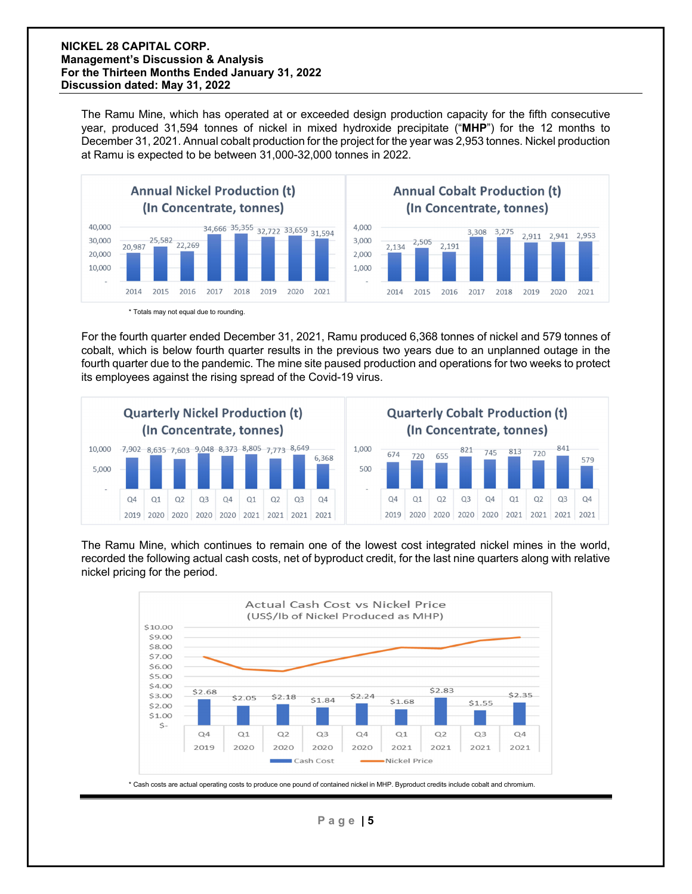The Ramu Mine, which has operated at or exceeded design production capacity for the fifth consecutive year, produced 31,594 tonnes of nickel in mixed hydroxide precipitate ("**MHP**") for the 12 months to December 31, 2021. Annual cobalt production for the project for the year was 2,953 tonnes. Nickel production at Ramu is expected to be between 31,000-32,000 tonnes in 2022.

**Annual Nickel Production (t) (In Concentrate, tonnes)**

| 2014 | 2015 | 2016 | 2017 | 2018 | 2019 | 2020 | 2021 |
|---|---|---|---|---|---|---|---|
| 20,987 | 25,582 | 22,269 | 34,666 | 35,355 | 32,722 | 33,659 | 31,594 |

**Annual Cobalt Production (t) (In Concentrate, tonnes)**

| 2014 | 2015 | 2016 | 2017 | 2018 | 2019 | 2020 | 2021 |
|---|---|---|---|---|---|---|---|
| 2,134 | 2,505 | 2,191 | 3,308 | 3,275 | 2,911 | 2,941 | 2,953 |

* Totals may not equal due to rounding.

For the fourth quarter ended December 31, 2021, Ramu produced 6,368 tonnes of nickel and 579 tonnes of cobalt, which is below fourth quarter results in the previous two years due to an unplanned outage in the fourth quarter due to the pandemic. The mine site paused production and operations for two weeks to protect its employees against the rising spread of the Covid-19 virus.

**Quarterly Nickel Production (t) (In Concentrate, tonnes)**

| Q4 2019 | Q1 2020 | Q2 2020 | Q3 2020 | Q4 2020 | Q1 2021 | Q2 2021 | Q3 2021 | Q4 2021 |
|---|---|---|---|---|---|---|---|---|
| 7,902 | 8,635 | 7,603 | 9,048 | 8,373 | 8,805 | 7,773 | 8,649 | 6,368 |

**Quarterly Cobalt Production (t) (In Concentrate, tonnes)**

| Q4 2019 | Q1 2020 | Q2 2020 | Q3 2020 | Q4 2020 | Q1 2021 | Q2 2021 | Q3 2021 | Q4 2021 |
|---|---|---|---|---|---|---|---|---|
| 674 | 720 | 655 | 821 | 745 | 813 | 720 | 841 | 579 |

The Ramu Mine, which continues to remain one of the lowest cost integrated nickel mines in the world, recorded the following actual cash costs, net of byproduct credit, for the last nine quarters along with relative nickel pricing for the period.

**Actual Cash Cost vs Nickel Price (US$/lb of Nickel Produced as MHP)**

| | Q4 2019 | Q1 2020 | Q2 2020 | Q3 2020 | Q4 2020 | Q1 2021 | Q2 2021 | Q3 2021 | Q4 2021 |
|---|---|---|---|---|---|---|---|---|---|
| Cash Cost | $2.68 | $2.05 | $2.18 | $1.84 | $2.24 | $1.68 | $2.83 | $1.55 | $2.35 |

* Cash costs are actual operating costs to produce one pound of contained nickel in MHP. Byproduct credits include cobalt and chromium.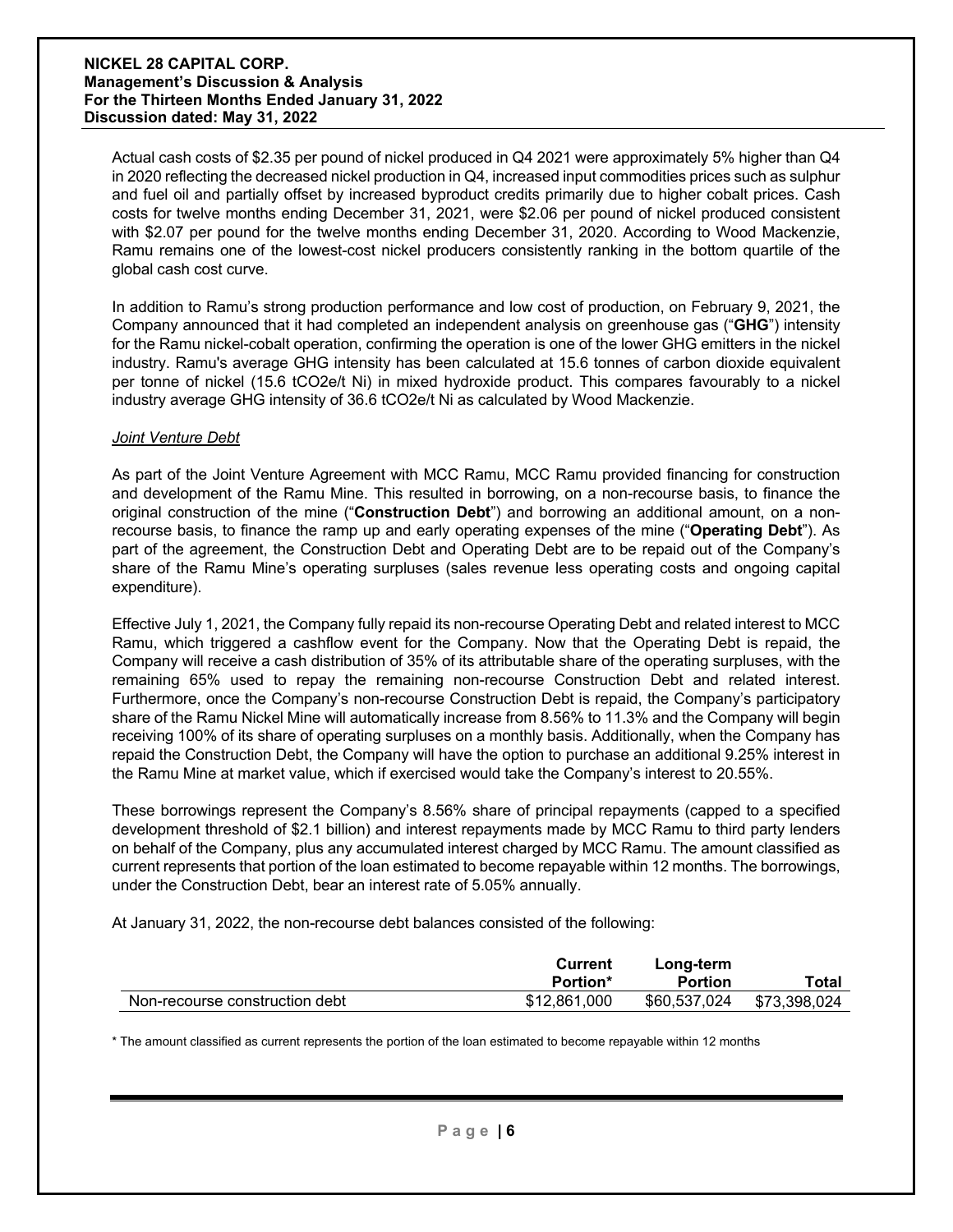Actual cash costs of $2.35 per pound of nickel produced in Q4 2021 were approximately 5% higher than Q4 in 2020 reflecting the decreased nickel production in Q4, increased input commodities prices such as sulphur and fuel oil and partially offset by increased byproduct credits primarily due to higher cobalt prices. Cash costs for twelve months ending December 31, 2021, were $2.06 per pound of nickel produced consistent with $2.07 per pound for the twelve months ending December 31, 2020. According to Wood Mackenzie, Ramu remains one of the lowest-cost nickel producers consistently ranking in the bottom quartile of the global cash cost curve.

In addition to Ramu's strong production performance and low cost of production, on February 9, 2021, the Company announced that it had completed an independent analysis on greenhouse gas ("**GHG**") intensity for the Ramu nickel-cobalt operation, confirming the operation is one of the lower GHG emitters in the nickel industry. Ramu's average GHG intensity has been calculated at 15.6 tonnes of carbon dioxide equivalent per tonne of nickel (15.6 $tCO_2e/t$ Ni) in mixed hydroxide product. This compares favourably to a nickel industry average GHG intensity of 36.6 $tCO_2e/t$ Ni as calculated by Wood Mackenzie.

*Joint Venture Debt*

As part of the Joint Venture Agreement with MCC Ramu, MCC Ramu provided financing for construction and development of the Ramu Mine. This resulted in borrowing, on a non-recourse basis, to finance the original construction of the mine ("**Construction Debt**") and borrowing an additional amount, on a non-recourse basis, to finance the ramp up and early operating expenses of the mine ("**Operating Debt**"). As part of the agreement, the Construction Debt and Operating Debt are to be repaid out of the Company's share of the Ramu Mine's operating surpluses (sales revenue less operating costs and ongoing capital expenditure).

Effective July 1, 2021, the Company fully repaid its non-recourse Operating Debt and related interest to MCC Ramu, which triggered a cashflow event for the Company. Now that the Operating Debt is repaid, the Company will receive a cash distribution of 35% of its attributable share of the operating surpluses, with the remaining 65% used to repay the remaining non-recourse Construction Debt and related interest. Furthermore, once the Company's non-recourse Construction Debt is repaid, the Company's participatory share of the Ramu Nickel Mine will automatically increase from 8.56% to 11.3% and the Company will begin receiving 100% of its share of operating surpluses on a monthly basis. Additionally, when the Company has repaid the Construction Debt, the Company will have the option to purchase an additional 9.25% interest in the Ramu Mine at market value, which if exercised would take the Company's interest to 20.55%.

These borrowings represent the Company's 8.56% share of principal repayments (capped to a specified development threshold of $2.1 billion) and interest repayments made by MCC Ramu to third party lenders on behalf of the Company, plus any accumulated interest charged by MCC Ramu. The amount classified as current represents that portion of the loan estimated to become repayable within 12 months. The borrowings, under the Construction Debt, bear an interest rate of 5.05% annually.

At January 31, 2022, the non-recourse debt balances consisted of the following:

| | Current Portion* | Long-term Portion | Total |
|---|---|---|---|
| Non-recourse construction debt | $12,861,000 | $60,537,024 | $73,398,024 |

* The amount classified as current represents the portion of the loan estimated to become repayable within 12 months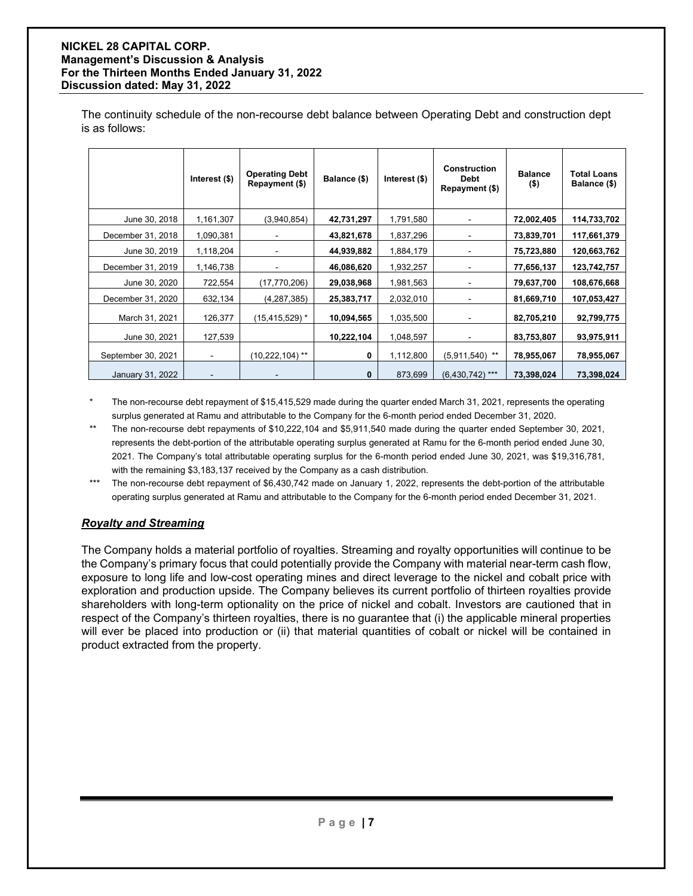The continuity schedule of the non-recourse debt balance between Operating Debt and construction dept is as follows:

| | Interest ($) | Operating Debt Repayment ($) | Balance ($) | Interest ($) | Construction Debt Repayment ($) | Balance ($) | Total Loans Balance ($) |
|---|---|---|---|---|---|---|---|
| June 30, 2018 | 1,161,307 | (3,940,854) | **42,731,297** | 1,791,580 | - | **72,002,405** | **114,733,702** |
| December 31, 2018 | 1,090,381 | - | **43,821,678** | 1,837,296 | - | **73,839,701** | **117,661,379** |
| June 30, 2019 | 1,118,204 | - | **44,939,882** | 1,884,179 | - | **75,723,880** | **120,663,762** |
| December 31, 2019 | 1,146,738 | - | **46,086,620** | 1,932,257 | - | **77,656,137** | **123,742,757** |
| June 30, 2020 | 722,554 | (17,770,206) | **29,038,968** | 1,981,563 | - | **79,637,700** | **108,676,668** |
| December 31, 2020 | 632,134 | (4,287,385) | **25,383,717** | 2,032,010 | - | **81,669,710** | **107,053,427** |
| March 31, 2021 | 126,377 | (15,415,529) * | **10,094,565** | 1,035,500 | - | **82,705,210** | **92,799,775** |
| June 30, 2021 | 127,539 | | **10,222,104** | 1,048,597 | - | **83,753,807** | **93,975,911** |
| September 30, 2021 | - | (10,222,104) ** | **0** | 1,112,800 | (5,911,540) ** | **78,955,067** | **78,955,067** |
| January 31, 2022 | - | - | **0** | 873,699 | (6,430,742) *** | **73,398,024** | **73,398,024** |

\* The non-recourse debt repayment of $15,415,529 made during the quarter ended March 31, 2021, represents the operating surplus generated at Ramu and attributable to the Company for the 6-month period ended December 31, 2020.

\*\* The non-recourse debt repayments of $10,222,104 and $5,911,540 made during the quarter ended September 30, 2021, represents the debt-portion of the attributable operating surplus generated at Ramu for the 6-month period ended June 30, 2021. The Company's total attributable operating surplus for the 6-month period ended June 30, 2021, was $19,316,781, with the remaining $3,183,137 received by the Company as a cash distribution.

\*\*\* The non-recourse debt repayment of $6,430,742 made on January 1, 2022, represents the debt-portion of the attributable operating surplus generated at Ramu and attributable to the Company for the 6-month period ended December 31, 2021.

***Royalty and Streaming***

The Company holds a material portfolio of royalties. Streaming and royalty opportunities will continue to be the Company's primary focus that could potentially provide the Company with material near-term cash flow, exposure to long life and low-cost operating mines and direct leverage to the nickel and cobalt price with exploration and production upside. The Company believes its current portfolio of thirteen royalties provide shareholders with long-term optionality on the price of nickel and cobalt. Investors are cautioned that in respect of the Company's thirteen royalties, there is no guarantee that (i) the applicable mineral properties will ever be placed into production or (ii) that material quantities of cobalt or nickel will be contained in product extracted from the property.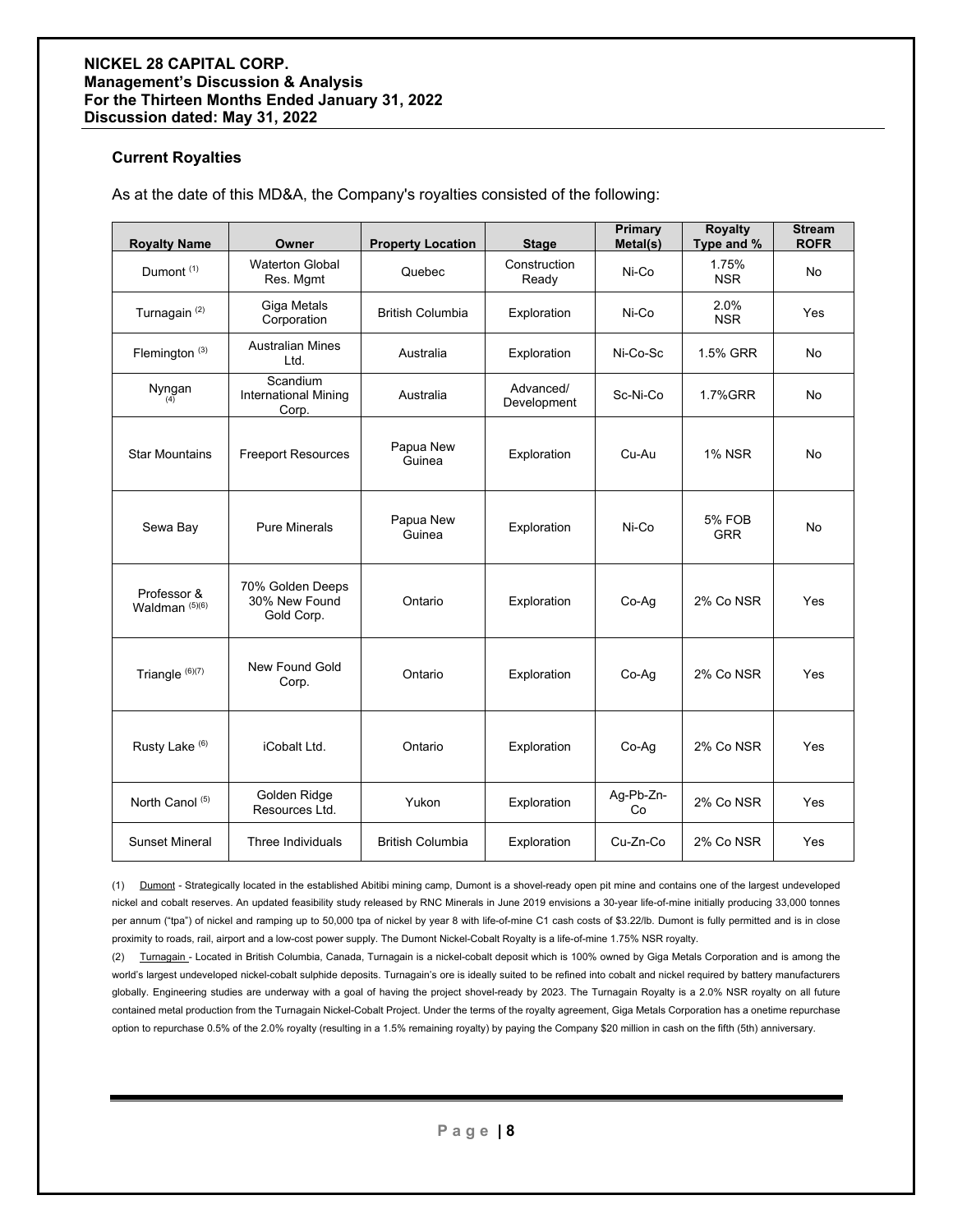### Current Royalties

As at the date of this MD&A, the Company's royalties consisted of the following:

| Royalty Name | Owner | Property Location | Stage | Primary Metal(s) | Royalty Type and % | Stream ROFR |
|---|---|---|---|---|---|---|
| Dumont [(1)] | Waterton Global Res. Mgmt | Quebec | Construction Ready | Ni-Co | 1.75% NSR | No |
| Turnagain [(2)] | Giga Metals Corporation | British Columbia | Exploration | Ni-Co | 2.0% NSR | Yes |
| Flemington [(3)] | Australian Mines Ltd. | Australia | Exploration | Ni-Co-Sc | 1.5% GRR | No |
| Nyngan [(4)] | Scandium International Mining Corp. | Australia | Advanced/ Development | Sc-Ni-Co | 1.7%GRR | No |
| Star Mountains | Freeport Resources | Papua New Guinea | Exploration | Cu-Au | 1% NSR | No |
| Sewa Bay | Pure Minerals | Papua New Guinea | Exploration | Ni-Co | 5% FOB GRR | No |
| Professor & Waldman [(5)(6)] | 70% Golden Deeps 30% New Found Gold Corp. | Ontario | Exploration | Co-Ag | 2% Co NSR | Yes |
| Triangle [(6)(7)] | New Found Gold Corp. | Ontario | Exploration | Co-Ag | 2% Co NSR | Yes |
| Rusty Lake [(6)] | iCobalt Ltd. | Ontario | Exploration | Co-Ag | 2% Co NSR | Yes |
| North Canol [(5)] | Golden Ridge Resources Ltd. | Yukon | Exploration | Ag-Pb-Zn-Co | 2% Co NSR | Yes |
| Sunset Mineral | Three Individuals | British Columbia | Exploration | Cu-Zn-Co | 2% Co NSR | Yes |

(1) Dumont - Strategically located in the established Abitibi mining camp, Dumont is a shovel-ready open pit mine and contains one of the largest undeveloped nickel and cobalt reserves. An updated feasibility study released by RNC Minerals in June 2019 envisions a 30-year life-of-mine initially producing 33,000 tonnes per annum ("tpa") of nickel and ramping up to 50,000 tpa of nickel by year 8 with life-of-mine C1 cash costs of $3.22/lb. Dumont is fully permitted and is in close proximity to roads, rail, airport and a low-cost power supply. The Dumont Nickel-Cobalt Royalty is a life-of-mine 1.75% NSR royalty.

(2) Turnagain - Located in British Columbia, Canada, Turnagain is a nickel-cobalt deposit which is 100% owned by Giga Metals Corporation and is among the world's largest undeveloped nickel-cobalt sulphide deposits. Turnagain's ore is ideally suited to be refined into cobalt and nickel required by battery manufacturers globally. Engineering studies are underway with a goal of having the project shovel-ready by 2023. The Turnagain Royalty is a 2.0% NSR royalty on all future contained metal production from the Turnagain Nickel-Cobalt Project. Under the terms of the royalty agreement, Giga Metals Corporation has a onetime repurchase option to repurchase 0.5% of the 2.0% royalty (resulting in a 1.5% remaining royalty) by paying the Company $20 million in cash on the fifth (5th) anniversary.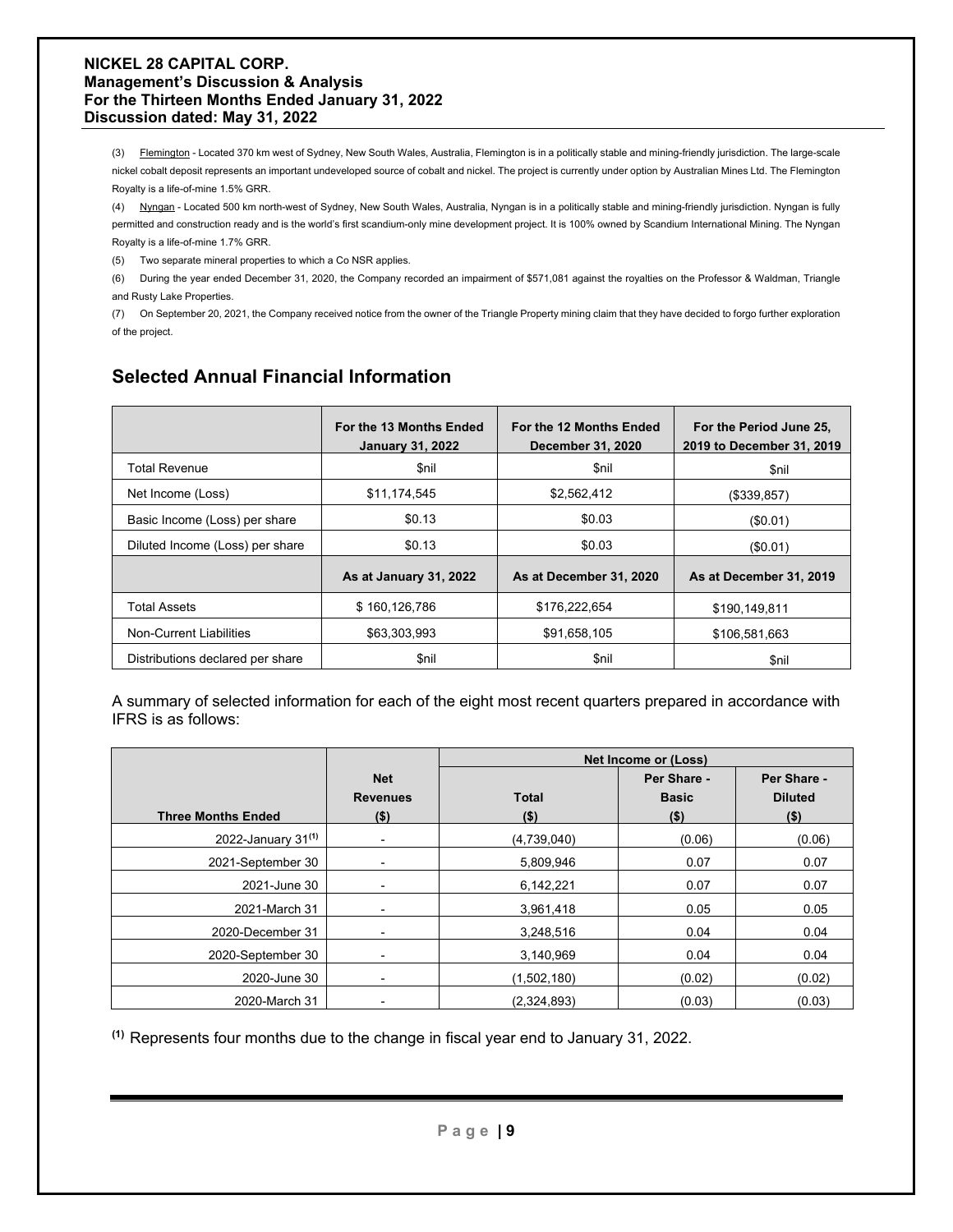(3) Flemington - Located 370 km west of Sydney, New South Wales, Australia, Flemington is in a politically stable and mining-friendly jurisdiction. The large-scale nickel cobalt deposit represents an important undeveloped source of cobalt and nickel. The project is currently under option by Australian Mines Ltd. The Flemington Royalty is a life-of-mine 1.5% GRR.

(4) Nyngan - Located 500 km north-west of Sydney, New South Wales, Australia, Nyngan is in a politically stable and mining-friendly jurisdiction. Nyngan is fully permitted and construction ready and is the world's first scandium-only mine development project. It is 100% owned by Scandium International Mining. The Nyngan Royalty is a life-of-mine 1.7% GRR.

(5) Two separate mineral properties to which a Co NSR applies.

(6) During the year ended December 31, 2020, the Company recorded an impairment of $571,081 against the royalties on the Professor & Waldman, Triangle and Rusty Lake Properties.

(7) On September 20, 2021, the Company received notice from the owner of the Triangle Property mining claim that they have decided to forgo further exploration of the project.

## Selected Annual Financial Information

| | For the 13 Months Ended January 31, 2022 | For the 12 Months Ended December 31, 2020 | For the Period June 25, 2019 to December 31, 2019 |
|---|---|---|---|
| Total Revenue | $nil | $nil | $nil |
| Net Income (Loss) | $11,174,545 | $2,562,412 | ($339,857) |
| Basic Income (Loss) per share | $0.13 | $0.03 | ($0.01) |
| Diluted Income (Loss) per share | $0.13 | $0.03 | ($0.01) |
| | **As at January 31, 2022** | **As at December 31, 2020** | **As at December 31, 2019** |
| Total Assets | $ 160,126,786 | $176,222,654 | $190,149,811 |
| Non-Current Liabilities | $63,303,993 | $91,658,105 | $106,581,663 |
| Distributions declared per share | $nil | $nil | $nil |

A summary of selected information for each of the eight most recent quarters prepared in accordance with IFRS is as follows:

| | | Net Income or (Loss) | | |
|---|---|---|---|---|
| **Three Months Ended** | **Net Revenues ($)** | **Total ($)** | **Per Share - Basic ($)** | **Per Share - Diluted ($)** |
| 2022-January 31[(1)] | - | (4,739,040) | (0.06) | (0.06) |
| 2021-September 30 | - | 5,809,946 | 0.07 | 0.07 |
| 2021-June 30 | - | 6,142,221 | 0.07 | 0.07 |
| 2021-March 31 | - | 3,961,418 | 0.05 | 0.05 |
| 2020-December 31 | - | 3,248,516 | 0.04 | 0.04 |
| 2020-September 30 | - | 3,140,969 | 0.04 | 0.04 |
| 2020-June 30 | - | (1,502,180) | (0.02) | (0.02) |
| 2020-March 31 | - | (2,324,893) | (0.03) | (0.03) |

[(1)] Represents four months due to the change in fiscal year end to January 31, 2022.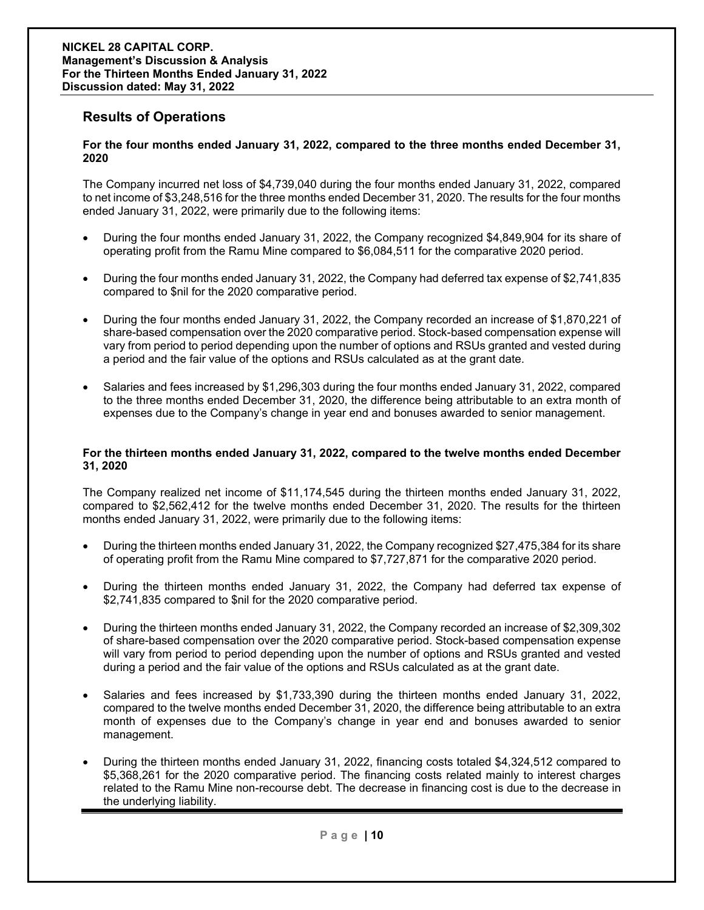## Results of Operations

**For the four months ended January 31, 2022, compared to the three months ended December 31, 2020**

The Company incurred net loss of $4,739,040 during the four months ended January 31, 2022, compared to net income of $3,248,516 for the three months ended December 31, 2020. The results for the four months ended January 31, 2022, were primarily due to the following items:

- During the four months ended January 31, 2022, the Company recognized $4,849,904 for its share of operating profit from the Ramu Mine compared to $6,084,511 for the comparative 2020 period.
- During the four months ended January 31, 2022, the Company had deferred tax expense of $2,741,835 compared to $nil for the 2020 comparative period.
- During the four months ended January 31, 2022, the Company recorded an increase of $1,870,221 of share-based compensation over the 2020 comparative period. Stock-based compensation expense will vary from period to period depending upon the number of options and RSUs granted and vested during a period and the fair value of the options and RSUs calculated as at the grant date.
- Salaries and fees increased by $1,296,303 during the four months ended January 31, 2022, compared to the three months ended December 31, 2020, the difference being attributable to an extra month of expenses due to the Company's change in year end and bonuses awarded to senior management.

**For the thirteen months ended January 31, 2022, compared to the twelve months ended December 31, 2020**

The Company realized net income of $11,174,545 during the thirteen months ended January 31, 2022, compared to $2,562,412 for the twelve months ended December 31, 2020. The results for the thirteen months ended January 31, 2022, were primarily due to the following items:

- During the thirteen months ended January 31, 2022, the Company recognized $27,475,384 for its share of operating profit from the Ramu Mine compared to $7,727,871 for the comparative 2020 period.
- During the thirteen months ended January 31, 2022, the Company had deferred tax expense of $2,741,835 compared to $nil for the 2020 comparative period.
- During the thirteen months ended January 31, 2022, the Company recorded an increase of $2,309,302 of share-based compensation over the 2020 comparative period. Stock-based compensation expense will vary from period to period depending upon the number of options and RSUs granted and vested during a period and the fair value of the options and RSUs calculated as at the grant date.
- Salaries and fees increased by $1,733,390 during the thirteen months ended January 31, 2022, compared to the twelve months ended December 31, 2020, the difference being attributable to an extra month of expenses due to the Company's change in year end and bonuses awarded to senior management.
- During the thirteen months ended January 31, 2022, financing costs totaled $4,324,512 compared to $5,368,261 for the 2020 comparative period. The financing costs related mainly to interest charges related to the Ramu Mine non-recourse debt. The decrease in financing cost is due to the decrease in the underlying liability.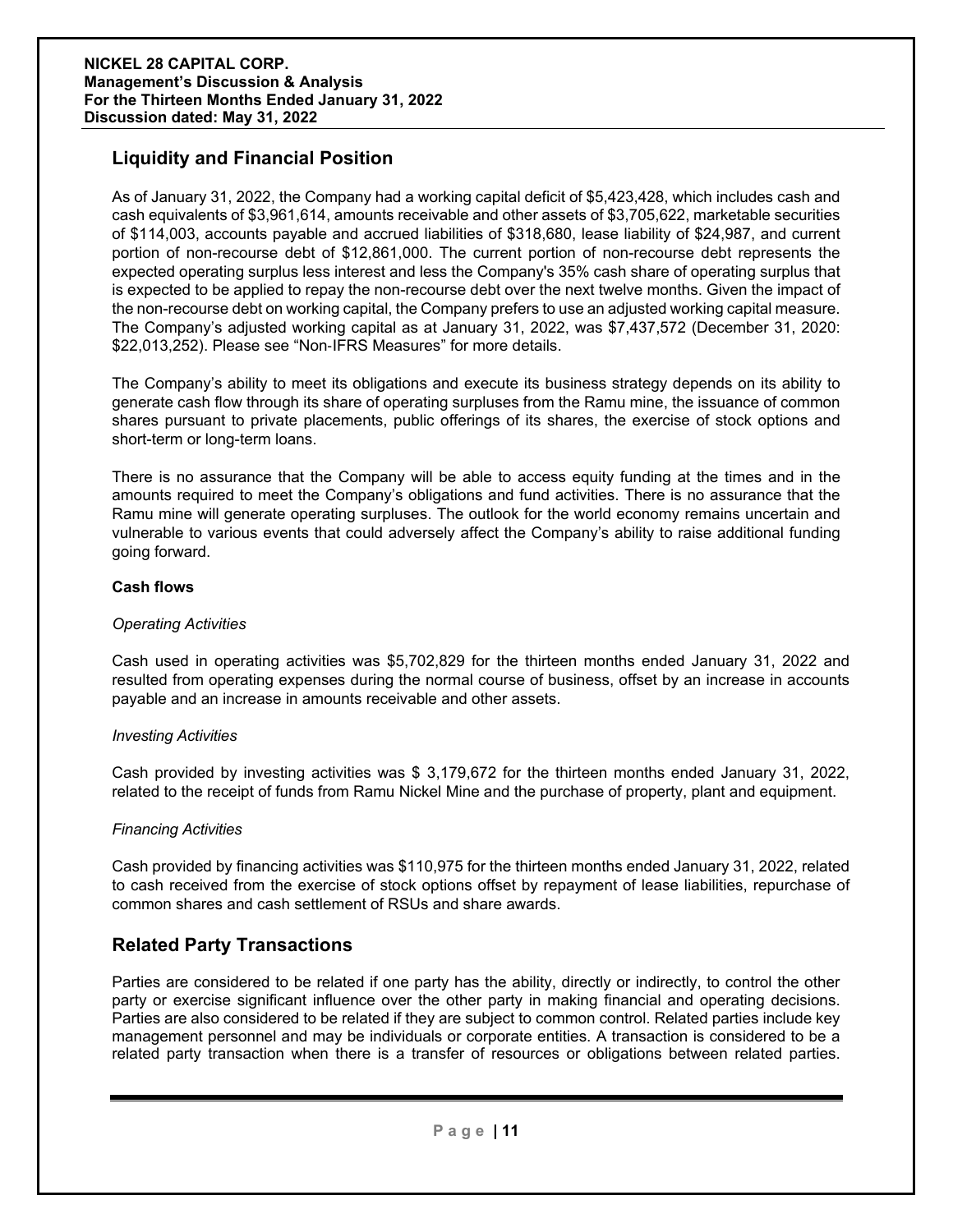## Liquidity and Financial Position

As of January 31, 2022, the Company had a working capital deficit of $5,423,428, which includes cash and cash equivalents of $3,961,614, amounts receivable and other assets of $3,705,622, marketable securities of $114,003, accounts payable and accrued liabilities of $318,680, lease liability of $24,987, and current portion of non-recourse debt of $12,861,000. The current portion of non-recourse debt represents the expected operating surplus less interest and less the Company's 35% cash share of operating surplus that is expected to be applied to repay the non-recourse debt over the next twelve months. Given the impact of the non-recourse debt on working capital, the Company prefers to use an adjusted working capital measure. The Company's adjusted working capital as at January 31, 2022, was $7,437,572 (December 31, 2020: $22,013,252). Please see "Non-IFRS Measures" for more details.

The Company's ability to meet its obligations and execute its business strategy depends on its ability to generate cash flow through its share of operating surpluses from the Ramu mine, the issuance of common shares pursuant to private placements, public offerings of its shares, the exercise of stock options and short-term or long-term loans.

There is no assurance that the Company will be able to access equity funding at the times and in the amounts required to meet the Company's obligations and fund activities. There is no assurance that the Ramu mine will generate operating surpluses. The outlook for the world economy remains uncertain and vulnerable to various events that could adversely affect the Company's ability to raise additional funding going forward.

**Cash flows**

*Operating Activities*

Cash used in operating activities was $5,702,829 for the thirteen months ended January 31, 2022 and resulted from operating expenses during the normal course of business, offset by an increase in accounts payable and an increase in amounts receivable and other assets.

*Investing Activities*

Cash provided by investing activities was $ 3,179,672 for the thirteen months ended January 31, 2022, related to the receipt of funds from Ramu Nickel Mine and the purchase of property, plant and equipment.

*Financing Activities*

Cash provided by financing activities was $110,975 for the thirteen months ended January 31, 2022, related to cash received from the exercise of stock options offset by repayment of lease liabilities, repurchase of common shares and cash settlement of RSUs and share awards.

## Related Party Transactions

Parties are considered to be related if one party has the ability, directly or indirectly, to control the other party or exercise significant influence over the other party in making financial and operating decisions. Parties are also considered to be related if they are subject to common control. Related parties include key management personnel and may be individuals or corporate entities. A transaction is considered to be a related party transaction when there is a transfer of resources or obligations between related parties.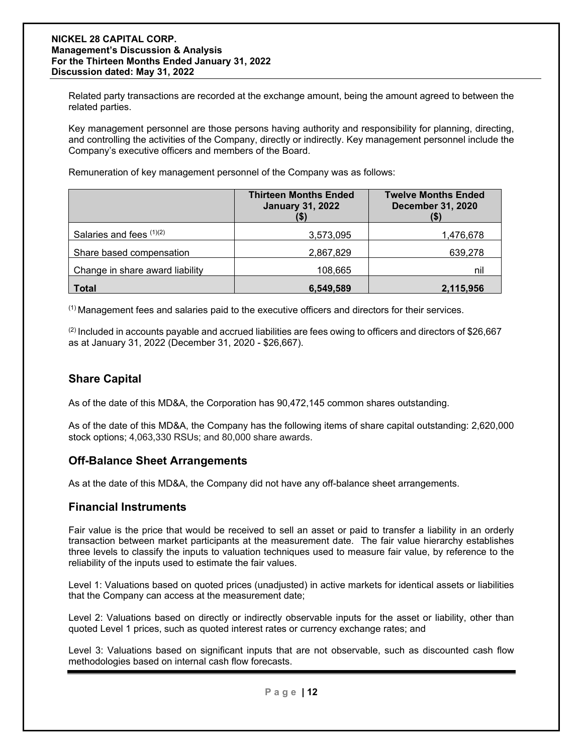Related party transactions are recorded at the exchange amount, being the amount agreed to between the related parties.

Key management personnel are those persons having authority and responsibility for planning, directing, and controlling the activities of the Company, directly or indirectly. Key management personnel include the Company's executive officers and members of the Board.

Remuneration of key management personnel of the Company was as follows:

| | Thirteen Months Ended January 31, 2022 ($) | Twelve Months Ended December 31, 2020 ($) |
|---|---|---|
| Salaries and fees [(1)(2)] | 3,573,095 | 1,476,678 |
| Share based compensation | 2,867,829 | 639,278 |
| Change in share award liability | 108,665 | nil |
| **Total** | **6,549,589** | **2,115,956** |

[(1)] Management fees and salaries paid to the executive officers and directors for their services.

[(2)] Included in accounts payable and accrued liabilities are fees owing to officers and directors of $26,667 as at January 31, 2022 (December 31, 2020 - $26,667).

## Share Capital

As of the date of this MD&A, the Corporation has 90,472,145 common shares outstanding.

As of the date of this MD&A, the Company has the following items of share capital outstanding: 2,620,000 stock options; 4,063,330 RSUs; and 80,000 share awards.

## Off-Balance Sheet Arrangements

As at the date of this MD&A, the Company did not have any off-balance sheet arrangements.

## Financial Instruments

Fair value is the price that would be received to sell an asset or paid to transfer a liability in an orderly transaction between market participants at the measurement date. The fair value hierarchy establishes three levels to classify the inputs to valuation techniques used to measure fair value, by reference to the reliability of the inputs used to estimate the fair values.

Level 1: Valuations based on quoted prices (unadjusted) in active markets for identical assets or liabilities that the Company can access at the measurement date;

Level 2: Valuations based on directly or indirectly observable inputs for the asset or liability, other than quoted Level 1 prices, such as quoted interest rates or currency exchange rates; and

Level 3: Valuations based on significant inputs that are not observable, such as discounted cash flow methodologies based on internal cash flow forecasts.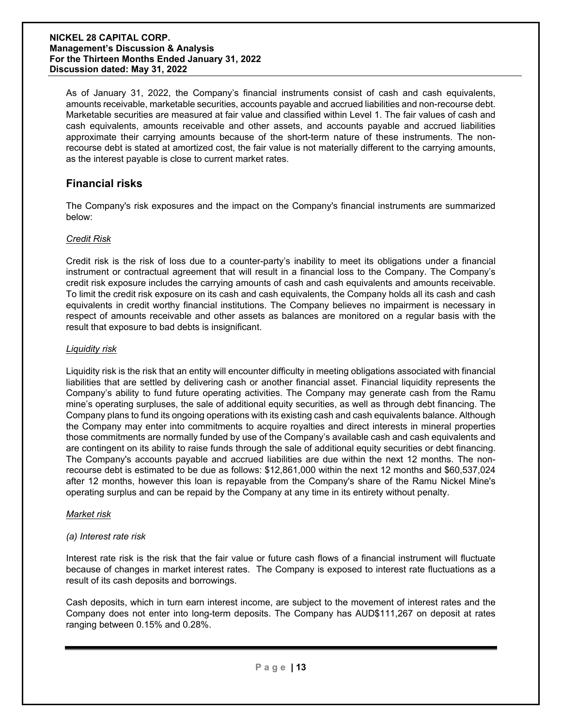As of January 31, 2022, the Company's financial instruments consist of cash and cash equivalents, amounts receivable, marketable securities, accounts payable and accrued liabilities and non-recourse debt. Marketable securities are measured at fair value and classified within Level 1. The fair values of cash and cash equivalents, amounts receivable and other assets, and accounts payable and accrued liabilities approximate their carrying amounts because of the short-term nature of these instruments. The non-recourse debt is stated at amortized cost, the fair value is not materially different to the carrying amounts, as the interest payable is close to current market rates.

## Financial risks

The Company's risk exposures and the impact on the Company's financial instruments are summarized below:

*Credit Risk*

Credit risk is the risk of loss due to a counter-party's inability to meet its obligations under a financial instrument or contractual agreement that will result in a financial loss to the Company. The Company's credit risk exposure includes the carrying amounts of cash and cash equivalents and amounts receivable. To limit the credit risk exposure on its cash and cash equivalents, the Company holds all its cash and cash equivalents in credit worthy financial institutions. The Company believes no impairment is necessary in respect of amounts receivable and other assets as balances are monitored on a regular basis with the result that exposure to bad debts is insignificant.

*Liquidity risk*

Liquidity risk is the risk that an entity will encounter difficulty in meeting obligations associated with financial liabilities that are settled by delivering cash or another financial asset. Financial liquidity represents the Company's ability to fund future operating activities. The Company may generate cash from the Ramu mine's operating surpluses, the sale of additional equity securities, as well as through debt financing. The Company plans to fund its ongoing operations with its existing cash and cash equivalents balance. Although the Company may enter into commitments to acquire royalties and direct interests in mineral properties those commitments are normally funded by use of the Company's available cash and cash equivalents and are contingent on its ability to raise funds through the sale of additional equity securities or debt financing. The Company's accounts payable and accrued liabilities are due within the next 12 months. The non-recourse debt is estimated to be due as follows: $12,861,000 within the next 12 months and $60,537,024 after 12 months, however this loan is repayable from the Company's share of the Ramu Nickel Mine's operating surplus and can be repaid by the Company at any time in its entirety without penalty.

*Market risk*

*(a) Interest rate risk*

Interest rate risk is the risk that the fair value or future cash flows of a financial instrument will fluctuate because of changes in market interest rates. The Company is exposed to interest rate fluctuations as a result of its cash deposits and borrowings.

Cash deposits, which in turn earn interest income, are subject to the movement of interest rates and the Company does not enter into long-term deposits. The Company has AUD$111,267 on deposit at rates ranging between 0.15% and 0.28%.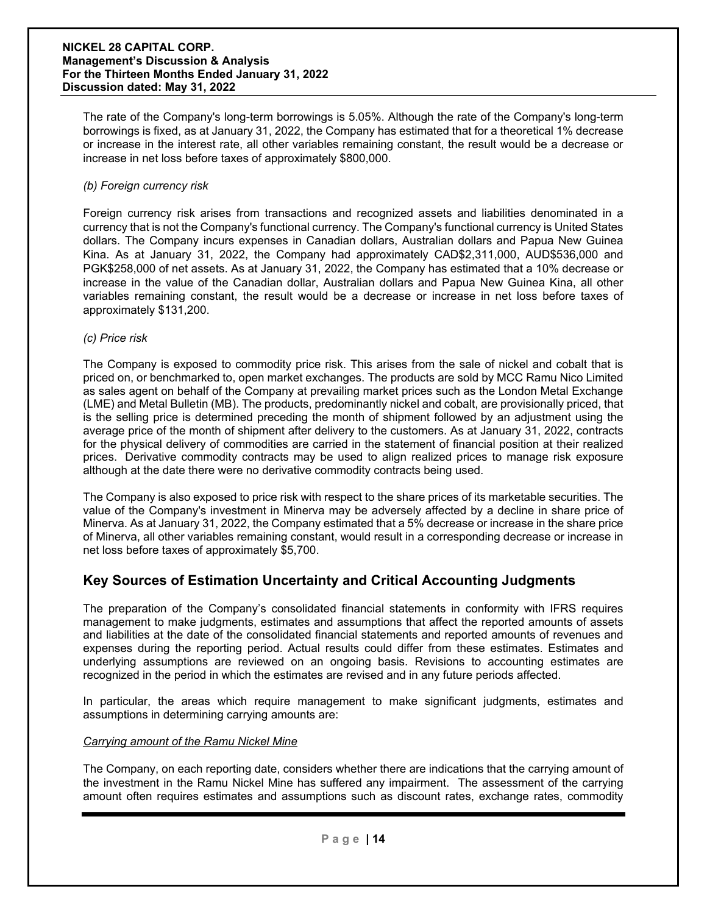The rate of the Company's long-term borrowings is 5.05%. Although the rate of the Company's long-term borrowings is fixed, as at January 31, 2022, the Company has estimated that for a theoretical 1% decrease or increase in the interest rate, all other variables remaining constant, the result would be a decrease or increase in net loss before taxes of approximately $800,000.

*(b) Foreign currency risk*

Foreign currency risk arises from transactions and recognized assets and liabilities denominated in a currency that is not the Company's functional currency. The Company's functional currency is United States dollars. The Company incurs expenses in Canadian dollars, Australian dollars and Papua New Guinea Kina. As at January 31, 2022, the Company had approximately CAD$2,311,000, AUD$536,000 and PGK$258,000 of net assets. As at January 31, 2022, the Company has estimated that a 10% decrease or increase in the value of the Canadian dollar, Australian dollars and Papua New Guinea Kina, all other variables remaining constant, the result would be a decrease or increase in net loss before taxes of approximately $131,200.

*(c) Price risk*

The Company is exposed to commodity price risk. This arises from the sale of nickel and cobalt that is priced on, or benchmarked to, open market exchanges. The products are sold by MCC Ramu Nico Limited as sales agent on behalf of the Company at prevailing market prices such as the London Metal Exchange (LME) and Metal Bulletin (MB). The products, predominantly nickel and cobalt, are provisionally priced, that is the selling price is determined preceding the month of shipment followed by an adjustment using the average price of the month of shipment after delivery to the customers. As at January 31, 2022, contracts for the physical delivery of commodities are carried in the statement of financial position at their realized prices. Derivative commodity contracts may be used to align realized prices to manage risk exposure although at the date there were no derivative commodity contracts being used.

The Company is also exposed to price risk with respect to the share prices of its marketable securities. The value of the Company's investment in Minerva may be adversely affected by a decline in share price of Minerva. As at January 31, 2022, the Company estimated that a 5% decrease or increase in the share price of Minerva, all other variables remaining constant, would result in a corresponding decrease or increase in net loss before taxes of approximately $5,700.

## Key Sources of Estimation Uncertainty and Critical Accounting Judgments

The preparation of the Company's consolidated financial statements in conformity with IFRS requires management to make judgments, estimates and assumptions that affect the reported amounts of assets and liabilities at the date of the consolidated financial statements and reported amounts of revenues and expenses during the reporting period. Actual results could differ from these estimates. Estimates and underlying assumptions are reviewed on an ongoing basis. Revisions to accounting estimates are recognized in the period in which the estimates are revised and in any future periods affected.

In particular, the areas which require management to make significant judgments, estimates and assumptions in determining carrying amounts are:

*Carrying amount of the Ramu Nickel Mine*

The Company, on each reporting date, considers whether there are indications that the carrying amount of the investment in the Ramu Nickel Mine has suffered any impairment. The assessment of the carrying amount often requires estimates and assumptions such as discount rates, exchange rates, commodity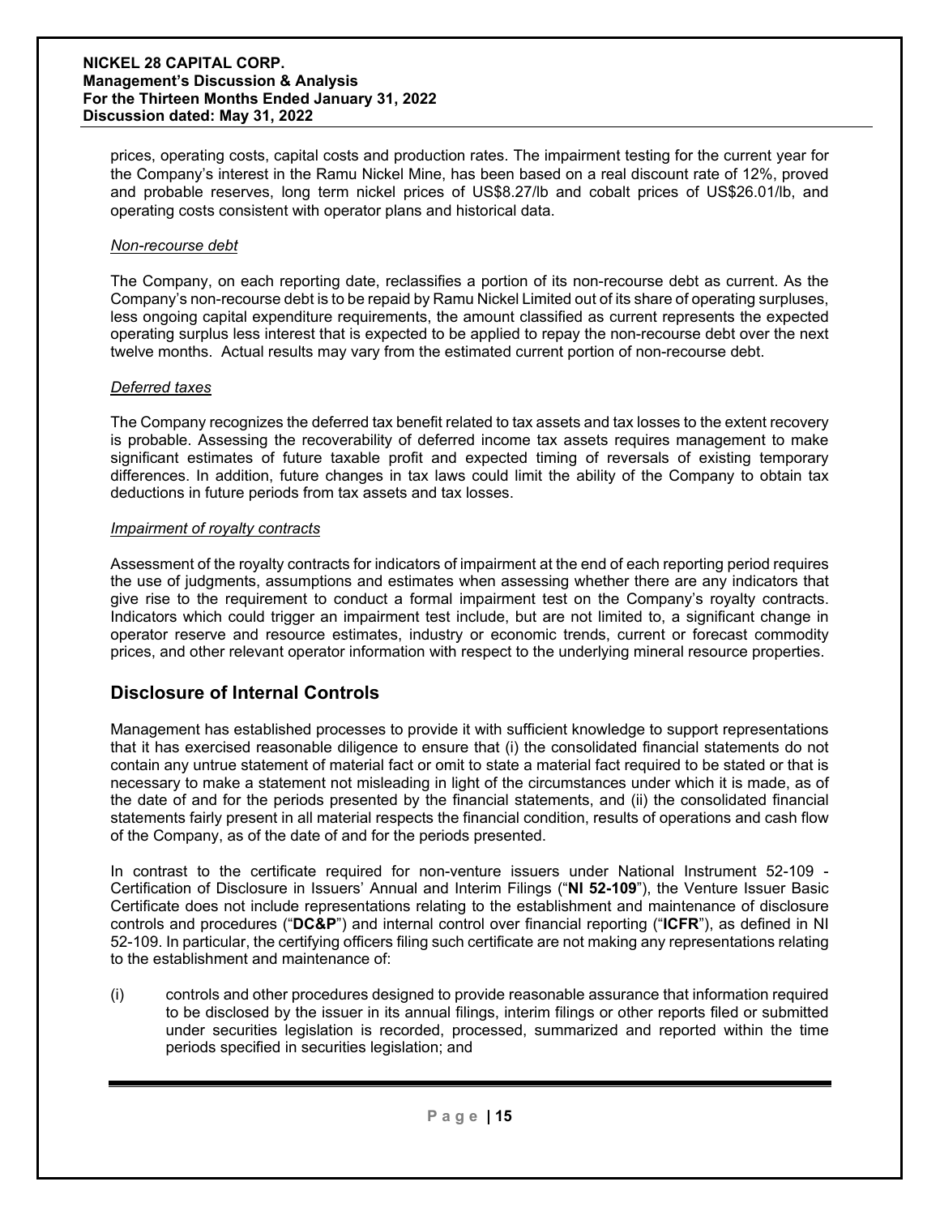prices, operating costs, capital costs and production rates. The impairment testing for the current year for the Company's interest in the Ramu Nickel Mine, has been based on a real discount rate of 12%, proved and probable reserves, long term nickel prices of US$8.27/lb and cobalt prices of US$26.01/lb, and operating costs consistent with operator plans and historical data.

*Non-recourse debt*

The Company, on each reporting date, reclassifies a portion of its non-recourse debt as current. As the Company's non-recourse debt is to be repaid by Ramu Nickel Limited out of its share of operating surpluses, less ongoing capital expenditure requirements, the amount classified as current represents the expected operating surplus less interest that is expected to be applied to repay the non-recourse debt over the next twelve months. Actual results may vary from the estimated current portion of non-recourse debt.

*Deferred taxes*

The Company recognizes the deferred tax benefit related to tax assets and tax losses to the extent recovery is probable. Assessing the recoverability of deferred income tax assets requires management to make significant estimates of future taxable profit and expected timing of reversals of existing temporary differences. In addition, future changes in tax laws could limit the ability of the Company to obtain tax deductions in future periods from tax assets and tax losses.

*Impairment of royalty contracts*

Assessment of the royalty contracts for indicators of impairment at the end of each reporting period requires the use of judgments, assumptions and estimates when assessing whether there are any indicators that give rise to the requirement to conduct a formal impairment test on the Company's royalty contracts. Indicators which could trigger an impairment test include, but are not limited to, a significant change in operator reserve and resource estimates, industry or economic trends, current or forecast commodity prices, and other relevant operator information with respect to the underlying mineral resource properties.

## Disclosure of Internal Controls

Management has established processes to provide it with sufficient knowledge to support representations that it has exercised reasonable diligence to ensure that (i) the consolidated financial statements do not contain any untrue statement of material fact or omit to state a material fact required to be stated or that is necessary to make a statement not misleading in light of the circumstances under which it is made, as of the date of and for the periods presented by the financial statements, and (ii) the consolidated financial statements fairly present in all material respects the financial condition, results of operations and cash flow of the Company, as of the date of and for the periods presented.

In contrast to the certificate required for non-venture issuers under National Instrument 52-109 - Certification of Disclosure in Issuers' Annual and Interim Filings ("**NI 52-109**"), the Venture Issuer Basic Certificate does not include representations relating to the establishment and maintenance of disclosure controls and procedures ("**DC&P**") and internal control over financial reporting ("**ICFR**"), as defined in NI 52-109. In particular, the certifying officers filing such certificate are not making any representations relating to the establishment and maintenance of:

(i) controls and other procedures designed to provide reasonable assurance that information required to be disclosed by the issuer in its annual filings, interim filings or other reports filed or submitted under securities legislation is recorded, processed, summarized and reported within the time periods specified in securities legislation; and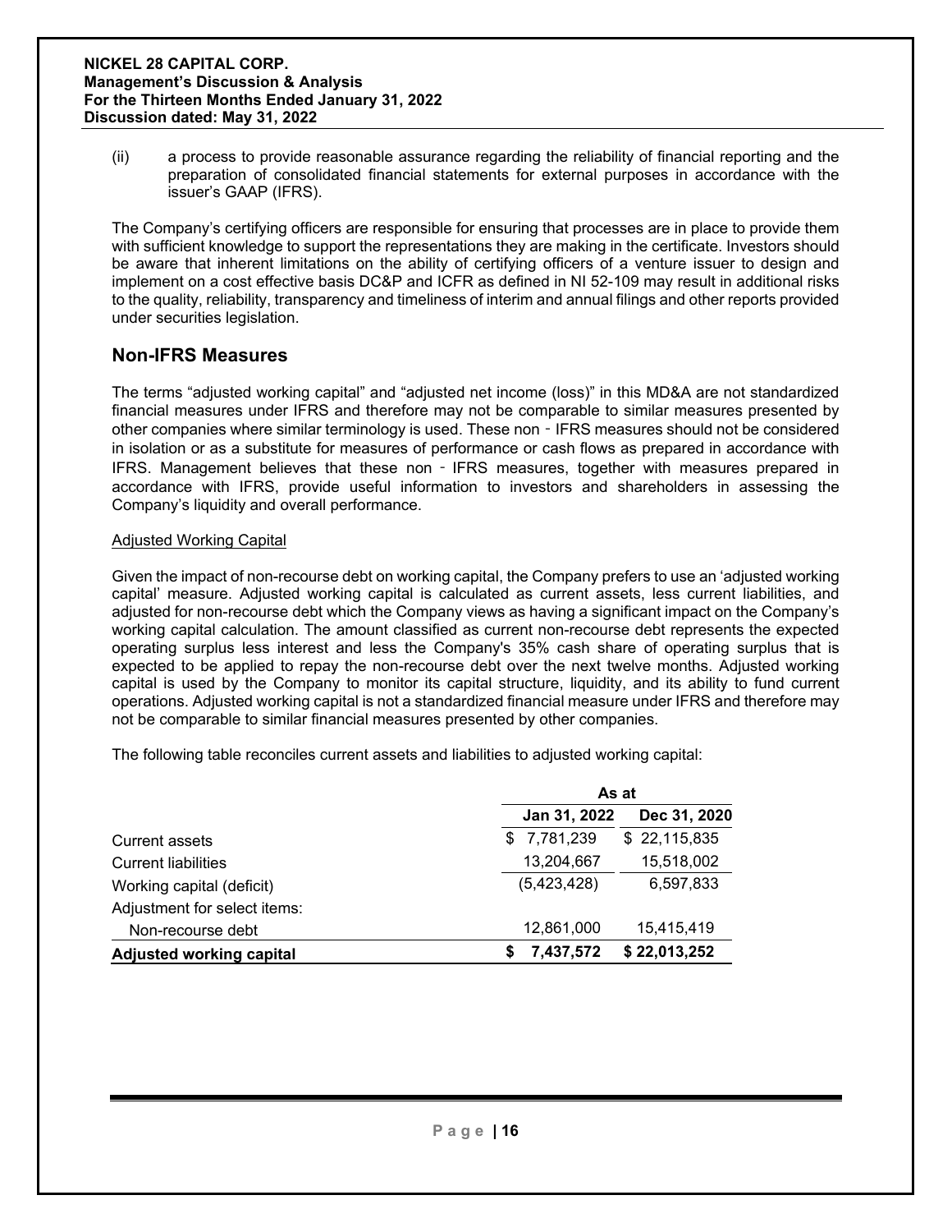(ii) a process to provide reasonable assurance regarding the reliability of financial reporting and the preparation of consolidated financial statements for external purposes in accordance with the issuer's GAAP (IFRS).

The Company's certifying officers are responsible for ensuring that processes are in place to provide them with sufficient knowledge to support the representations they are making in the certificate. Investors should be aware that inherent limitations on the ability of certifying officers of a venture issuer to design and implement on a cost effective basis DC&P and ICFR as defined in NI 52-109 may result in additional risks to the quality, reliability, transparency and timeliness of interim and annual filings and other reports provided under securities legislation.

## Non-IFRS Measures

The terms "adjusted working capital" and "adjusted net income (loss)" in this MD&A are not standardized financial measures under IFRS and therefore may not be comparable to similar measures presented by other companies where similar terminology is used. These non‑IFRS measures should not be considered in isolation or as a substitute for measures of performance or cash flows as prepared in accordance with IFRS. Management believes that these non‑IFRS measures, together with measures prepared in accordance with IFRS, provide useful information to investors and shareholders in assessing the Company's liquidity and overall performance.

Adjusted Working Capital

Given the impact of non-recourse debt on working capital, the Company prefers to use an 'adjusted working capital' measure. Adjusted working capital is calculated as current assets, less current liabilities, and adjusted for non-recourse debt which the Company views as having a significant impact on the Company's working capital calculation. The amount classified as current non-recourse debt represents the expected operating surplus less interest and less the Company's 35% cash share of operating surplus that is expected to be applied to repay the non-recourse debt over the next twelve months. Adjusted working capital is used by the Company to monitor its capital structure, liquidity, and its ability to fund current operations. Adjusted working capital is not a standardized financial measure under IFRS and therefore may not be comparable to similar financial measures presented by other companies.

The following table reconciles current assets and liabilities to adjusted working capital:

| | As at | |
|---|---|---|
| | **Jan 31, 2022** | **Dec 31, 2020** |
| Current assets | $ 7,781,239 | $ 22,115,835 |
| Current liabilities | 13,204,667 | 15,518,002 |
| Working capital (deficit) | (5,423,428) | 6,597,833 |
| Adjustment for select items: | | |
| Non-recourse debt | 12,861,000 | 15,415,419 |
| **Adjusted working capital** | **$ 7,437,572** | **$ 22,013,252** |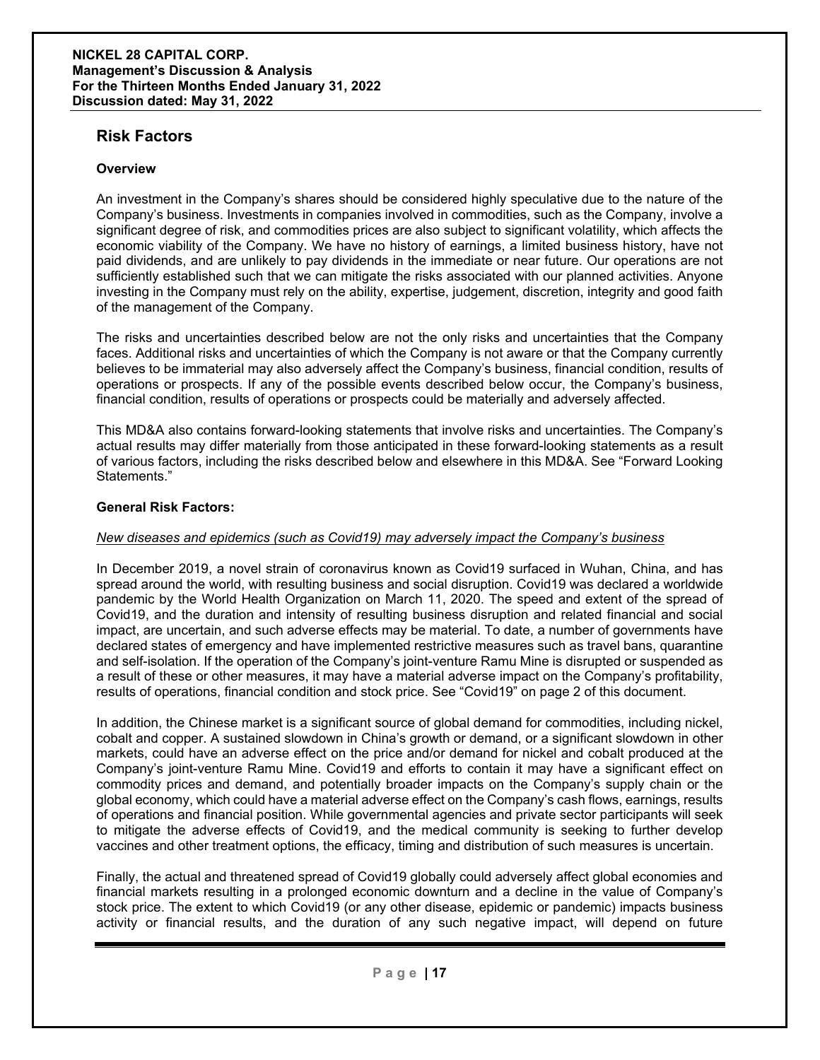## Risk Factors

### Overview

An investment in the Company's shares should be considered highly speculative due to the nature of the Company's business. Investments in companies involved in commodities, such as the Company, involve a significant degree of risk, and commodities prices are also subject to significant volatility, which affects the economic viability of the Company. We have no history of earnings, a limited business history, have not paid dividends, and are unlikely to pay dividends in the immediate or near future. Our operations are not sufficiently established such that we can mitigate the risks associated with our planned activities. Anyone investing in the Company must rely on the ability, expertise, judgement, discretion, integrity and good faith of the management of the Company.

The risks and uncertainties described below are not the only risks and uncertainties that the Company faces. Additional risks and uncertainties of which the Company is not aware or that the Company currently believes to be immaterial may also adversely affect the Company's business, financial condition, results of operations or prospects. If any of the possible events described below occur, the Company's business, financial condition, results of operations or prospects could be materially and adversely affected.

This MD&A also contains forward-looking statements that involve risks and uncertainties. The Company's actual results may differ materially from those anticipated in these forward-looking statements as a result of various factors, including the risks described below and elsewhere in this MD&A. See "Forward Looking Statements."

### General Risk Factors:

*New diseases and epidemics (such as Covid19) may adversely impact the Company's business*

In December 2019, a novel strain of coronavirus known as Covid19 surfaced in Wuhan, China, and has spread around the world, with resulting business and social disruption. Covid19 was declared a worldwide pandemic by the World Health Organization on March 11, 2020. The speed and extent of the spread of Covid19, and the duration and intensity of resulting business disruption and related financial and social impact, are uncertain, and such adverse effects may be material. To date, a number of governments have declared states of emergency and have implemented restrictive measures such as travel bans, quarantine and self-isolation. If the operation of the Company's joint-venture Ramu Mine is disrupted or suspended as a result of these or other measures, it may have a material adverse impact on the Company's profitability, results of operations, financial condition and stock price. See "Covid19" on page 2 of this document.

In addition, the Chinese market is a significant source of global demand for commodities, including nickel, cobalt and copper. A sustained slowdown in China's growth or demand, or a significant slowdown in other markets, could have an adverse effect on the price and/or demand for nickel and cobalt produced at the Company's joint-venture Ramu Mine. Covid19 and efforts to contain it may have a significant effect on commodity prices and demand, and potentially broader impacts on the Company's supply chain or the global economy, which could have a material adverse effect on the Company's cash flows, earnings, results of operations and financial position. While governmental agencies and private sector participants will seek to mitigate the adverse effects of Covid19, and the medical community is seeking to further develop vaccines and other treatment options, the efficacy, timing and distribution of such measures is uncertain.

Finally, the actual and threatened spread of Covid19 globally could adversely affect global economies and financial markets resulting in a prolonged economic downturn and a decline in the value of Company's stock price. The extent to which Covid19 (or any other disease, epidemic or pandemic) impacts business activity or financial results, and the duration of any such negative impact, will depend on future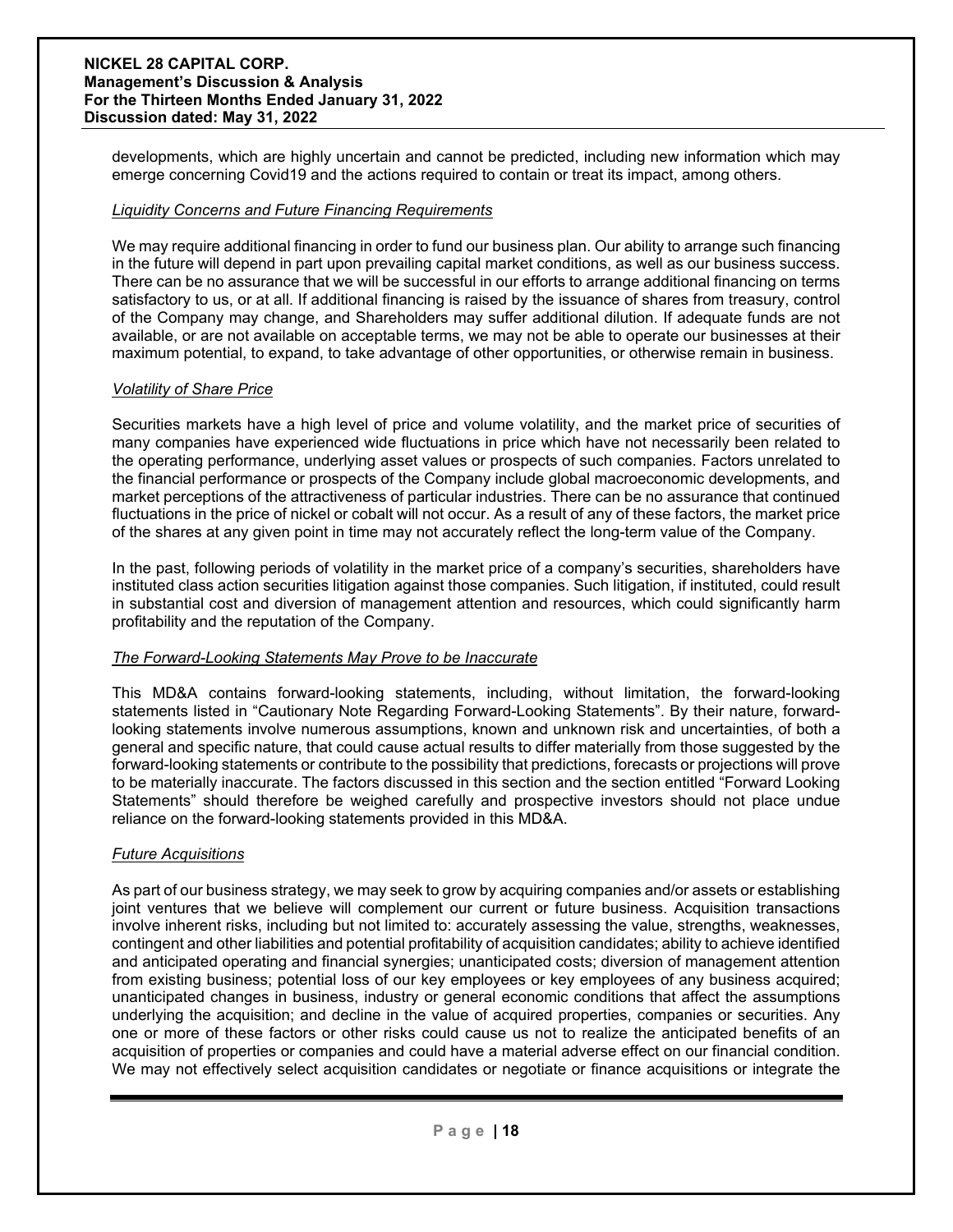developments, which are highly uncertain and cannot be predicted, including new information which may emerge concerning Covid19 and the actions required to contain or treat its impact, among others.

*Liquidity Concerns and Future Financing Requirements*

We may require additional financing in order to fund our business plan. Our ability to arrange such financing in the future will depend in part upon prevailing capital market conditions, as well as our business success. There can be no assurance that we will be successful in our efforts to arrange additional financing on terms satisfactory to us, or at all. If additional financing is raised by the issuance of shares from treasury, control of the Company may change, and Shareholders may suffer additional dilution. If adequate funds are not available, or are not available on acceptable terms, we may not be able to operate our businesses at their maximum potential, to expand, to take advantage of other opportunities, or otherwise remain in business.

*Volatility of Share Price*

Securities markets have a high level of price and volume volatility, and the market price of securities of many companies have experienced wide fluctuations in price which have not necessarily been related to the operating performance, underlying asset values or prospects of such companies. Factors unrelated to the financial performance or prospects of the Company include global macroeconomic developments, and market perceptions of the attractiveness of particular industries. There can be no assurance that continued fluctuations in the price of nickel or cobalt will not occur. As a result of any of these factors, the market price of the shares at any given point in time may not accurately reflect the long-term value of the Company.

In the past, following periods of volatility in the market price of a company's securities, shareholders have instituted class action securities litigation against those companies. Such litigation, if instituted, could result in substantial cost and diversion of management attention and resources, which could significantly harm profitability and the reputation of the Company.

*The Forward-Looking Statements May Prove to be Inaccurate*

This MD&A contains forward-looking statements, including, without limitation, the forward-looking statements listed in "Cautionary Note Regarding Forward-Looking Statements". By their nature, forward-looking statements involve numerous assumptions, known and unknown risk and uncertainties, of both a general and specific nature, that could cause actual results to differ materially from those suggested by the forward-looking statements or contribute to the possibility that predictions, forecasts or projections will prove to be materially inaccurate. The factors discussed in this section and the section entitled "Forward Looking Statements" should therefore be weighed carefully and prospective investors should not place undue reliance on the forward-looking statements provided in this MD&A.

*Future Acquisitions*

As part of our business strategy, we may seek to grow by acquiring companies and/or assets or establishing joint ventures that we believe will complement our current or future business. Acquisition transactions involve inherent risks, including but not limited to: accurately assessing the value, strengths, weaknesses, contingent and other liabilities and potential profitability of acquisition candidates; ability to achieve identified and anticipated operating and financial synergies; unanticipated costs; diversion of management attention from existing business; potential loss of our key employees or key employees of any business acquired; unanticipated changes in business, industry or general economic conditions that affect the assumptions underlying the acquisition; and decline in the value of acquired properties, companies or securities. Any one or more of these factors or other risks could cause us not to realize the anticipated benefits of an acquisition of properties or companies and could have a material adverse effect on our financial condition. We may not effectively select acquisition candidates or negotiate or finance acquisitions or integrate the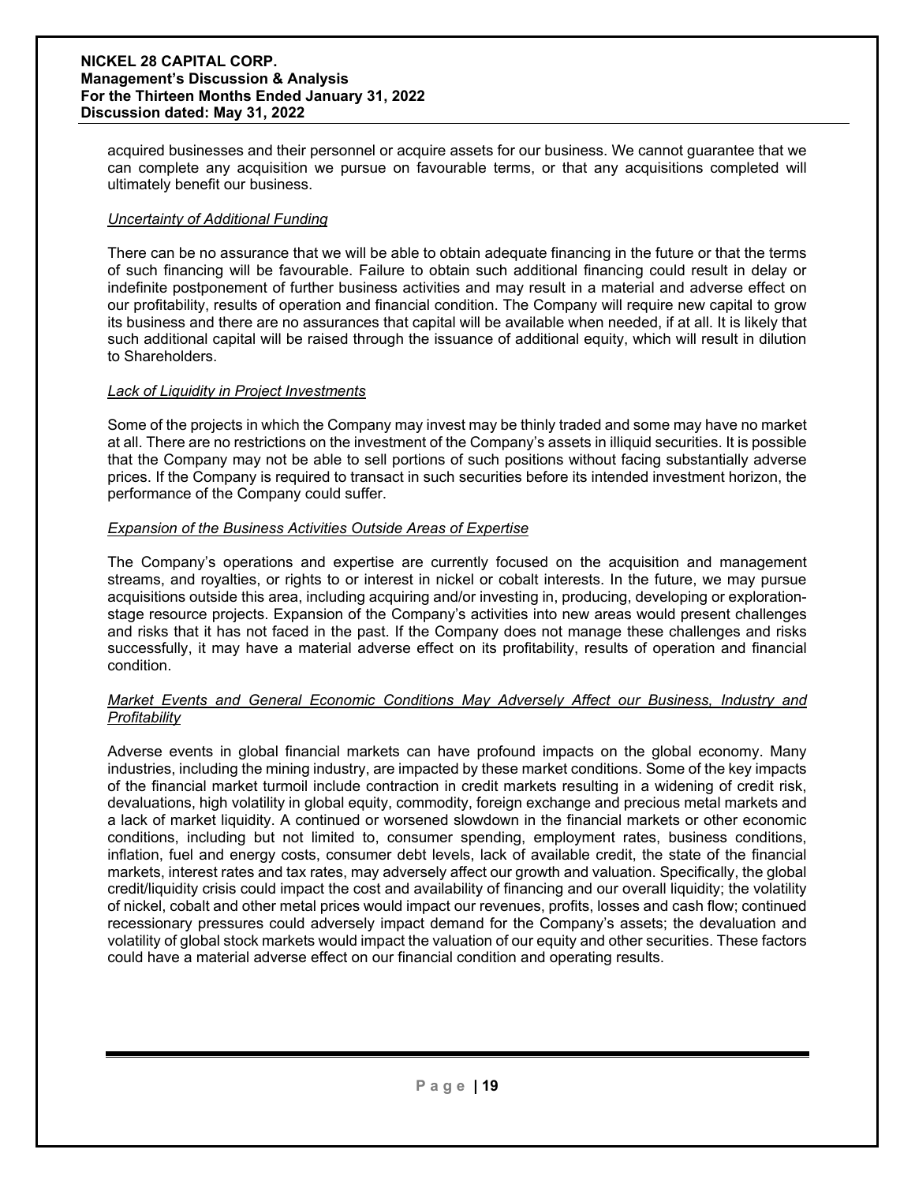acquired businesses and their personnel or acquire assets for our business. We cannot guarantee that we can complete any acquisition we pursue on favourable terms, or that any acquisitions completed will ultimately benefit our business.

*Uncertainty of Additional Funding*

There can be no assurance that we will be able to obtain adequate financing in the future or that the terms of such financing will be favourable. Failure to obtain such additional financing could result in delay or indefinite postponement of further business activities and may result in a material and adverse effect on our profitability, results of operation and financial condition. The Company will require new capital to grow its business and there are no assurances that capital will be available when needed, if at all. It is likely that such additional capital will be raised through the issuance of additional equity, which will result in dilution to Shareholders.

*Lack of Liquidity in Project Investments*

Some of the projects in which the Company may invest may be thinly traded and some may have no market at all. There are no restrictions on the investment of the Company's assets in illiquid securities. It is possible that the Company may not be able to sell portions of such positions without facing substantially adverse prices. If the Company is required to transact in such securities before its intended investment horizon, the performance of the Company could suffer.

*Expansion of the Business Activities Outside Areas of Expertise*

The Company's operations and expertise are currently focused on the acquisition and management streams, and royalties, or rights to or interest in nickel or cobalt interests. In the future, we may pursue acquisitions outside this area, including acquiring and/or investing in, producing, developing or exploration-stage resource projects. Expansion of the Company's activities into new areas would present challenges and risks that it has not faced in the past. If the Company does not manage these challenges and risks successfully, it may have a material adverse effect on its profitability, results of operation and financial condition.

*Market Events and General Economic Conditions May Adversely Affect our Business, Industry and Profitability*

Adverse events in global financial markets can have profound impacts on the global economy. Many industries, including the mining industry, are impacted by these market conditions. Some of the key impacts of the financial market turmoil include contraction in credit markets resulting in a widening of credit risk, devaluations, high volatility in global equity, commodity, foreign exchange and precious metal markets and a lack of market liquidity. A continued or worsened slowdown in the financial markets or other economic conditions, including but not limited to, consumer spending, employment rates, business conditions, inflation, fuel and energy costs, consumer debt levels, lack of available credit, the state of the financial markets, interest rates and tax rates, may adversely affect our growth and valuation. Specifically, the global credit/liquidity crisis could impact the cost and availability of financing and our overall liquidity; the volatility of nickel, cobalt and other metal prices would impact our revenues, profits, losses and cash flow; continued recessionary pressures could adversely impact demand for the Company's assets; the devaluation and volatility of global stock markets would impact the valuation of our equity and other securities. These factors could have a material adverse effect on our financial condition and operating results.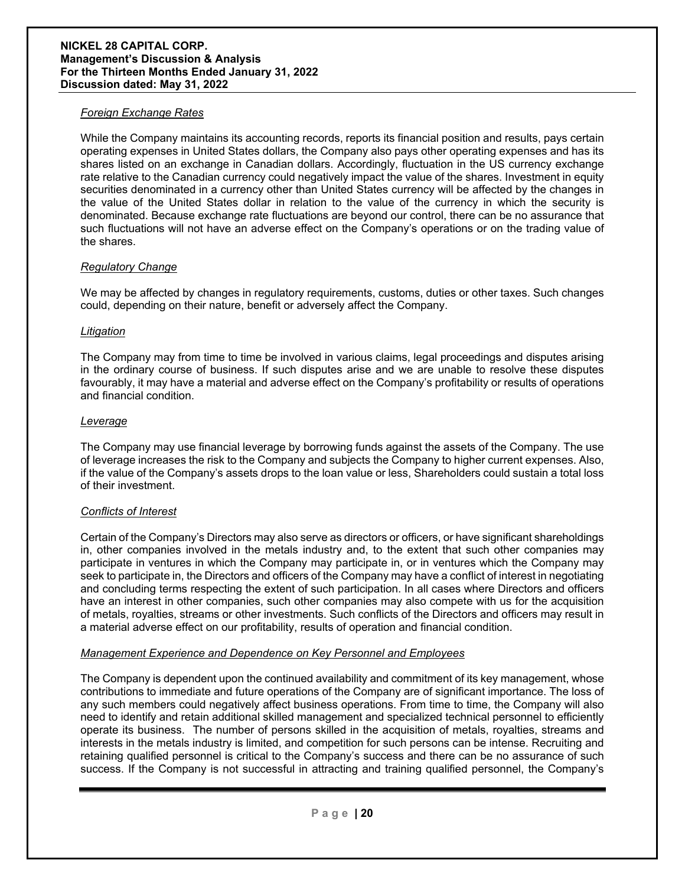*Foreign Exchange Rates*

While the Company maintains its accounting records, reports its financial position and results, pays certain operating expenses in United States dollars, the Company also pays other operating expenses and has its shares listed on an exchange in Canadian dollars. Accordingly, fluctuation in the US currency exchange rate relative to the Canadian currency could negatively impact the value of the shares. Investment in equity securities denominated in a currency other than United States currency will be affected by the changes in the value of the United States dollar in relation to the value of the currency in which the security is denominated. Because exchange rate fluctuations are beyond our control, there can be no assurance that such fluctuations will not have an adverse effect on the Company's operations or on the trading value of the shares.

*Regulatory Change*

We may be affected by changes in regulatory requirements, customs, duties or other taxes. Such changes could, depending on their nature, benefit or adversely affect the Company.

*Litigation*

The Company may from time to time be involved in various claims, legal proceedings and disputes arising in the ordinary course of business. If such disputes arise and we are unable to resolve these disputes favourably, it may have a material and adverse effect on the Company's profitability or results of operations and financial condition.

*Leverage*

The Company may use financial leverage by borrowing funds against the assets of the Company. The use of leverage increases the risk to the Company and subjects the Company to higher current expenses. Also, if the value of the Company's assets drops to the loan value or less, Shareholders could sustain a total loss of their investment.

*Conflicts of Interest*

Certain of the Company's Directors may also serve as directors or officers, or have significant shareholdings in, other companies involved in the metals industry and, to the extent that such other companies may participate in ventures in which the Company may participate in, or in ventures which the Company may seek to participate in, the Directors and officers of the Company may have a conflict of interest in negotiating and concluding terms respecting the extent of such participation. In all cases where Directors and officers have an interest in other companies, such other companies may also compete with us for the acquisition of metals, royalties, streams or other investments. Such conflicts of the Directors and officers may result in a material adverse effect on our profitability, results of operation and financial condition.

*Management Experience and Dependence on Key Personnel and Employees*

The Company is dependent upon the continued availability and commitment of its key management, whose contributions to immediate and future operations of the Company are of significant importance. The loss of any such members could negatively affect business operations. From time to time, the Company will also need to identify and retain additional skilled management and specialized technical personnel to efficiently operate its business. The number of persons skilled in the acquisition of metals, royalties, streams and interests in the metals industry is limited, and competition for such persons can be intense. Recruiting and retaining qualified personnel is critical to the Company's success and there can be no assurance of such success. If the Company is not successful in attracting and training qualified personnel, the Company's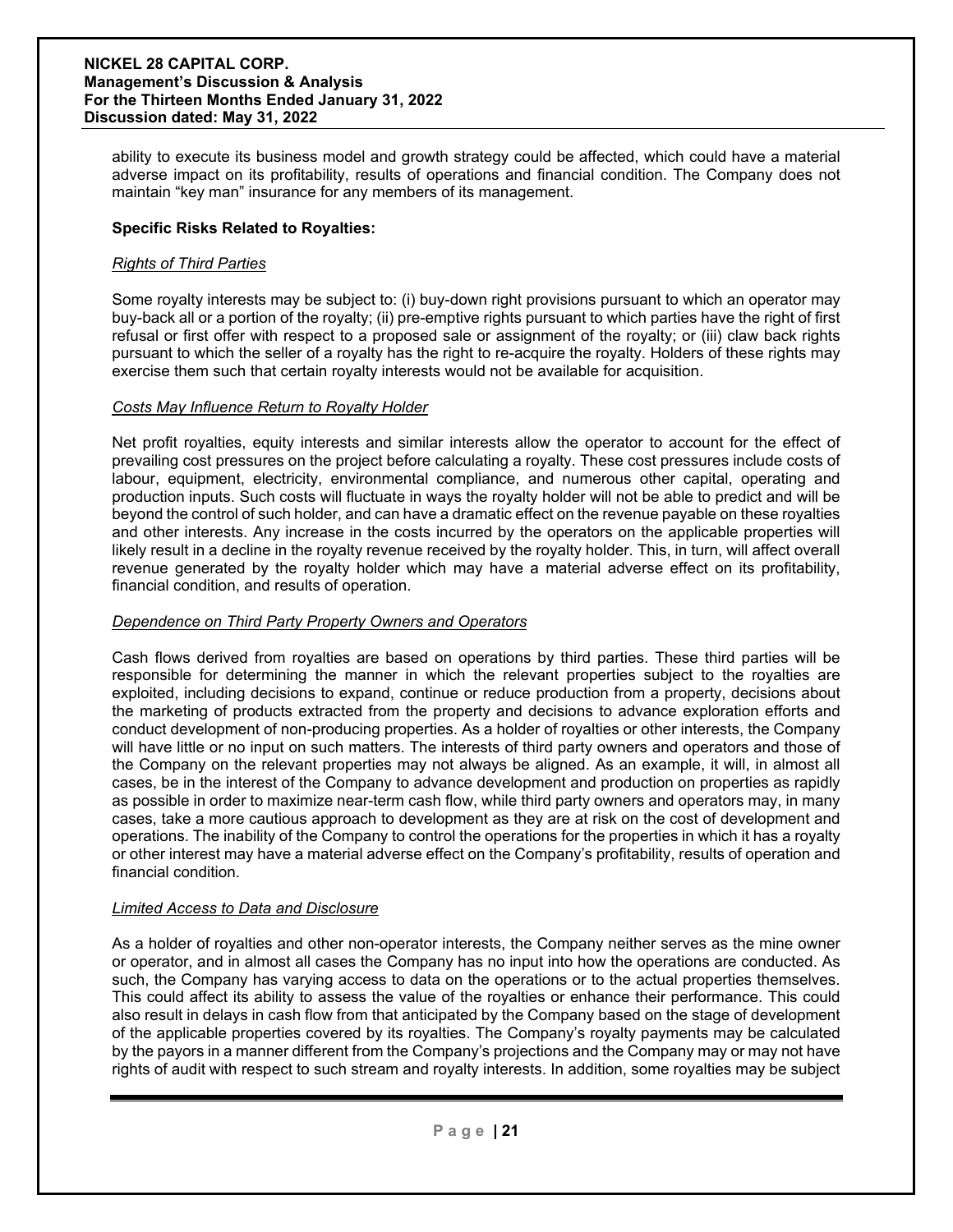ability to execute its business model and growth strategy could be affected, which could have a material adverse impact on its profitability, results of operations and financial condition. The Company does not maintain "key man" insurance for any members of its management.

**Specific Risks Related to Royalties:**

*Rights of Third Parties*

Some royalty interests may be subject to: (i) buy-down right provisions pursuant to which an operator may buy-back all or a portion of the royalty; (ii) pre-emptive rights pursuant to which parties have the right of first refusal or first offer with respect to a proposed sale or assignment of the royalty; or (iii) claw back rights pursuant to which the seller of a royalty has the right to re-acquire the royalty. Holders of these rights may exercise them such that certain royalty interests would not be available for acquisition.

*Costs May Influence Return to Royalty Holder*

Net profit royalties, equity interests and similar interests allow the operator to account for the effect of prevailing cost pressures on the project before calculating a royalty. These cost pressures include costs of labour, equipment, electricity, environmental compliance, and numerous other capital, operating and production inputs. Such costs will fluctuate in ways the royalty holder will not be able to predict and will be beyond the control of such holder, and can have a dramatic effect on the revenue payable on these royalties and other interests. Any increase in the costs incurred by the operators on the applicable properties will likely result in a decline in the royalty revenue received by the royalty holder. This, in turn, will affect overall revenue generated by the royalty holder which may have a material adverse effect on its profitability, financial condition, and results of operation.

*Dependence on Third Party Property Owners and Operators*

Cash flows derived from royalties are based on operations by third parties. These third parties will be responsible for determining the manner in which the relevant properties subject to the royalties are exploited, including decisions to expand, continue or reduce production from a property, decisions about the marketing of products extracted from the property and decisions to advance exploration efforts and conduct development of non-producing properties. As a holder of royalties or other interests, the Company will have little or no input on such matters. The interests of third party owners and operators and those of the Company on the relevant properties may not always be aligned. As an example, it will, in almost all cases, be in the interest of the Company to advance development and production on properties as rapidly as possible in order to maximize near-term cash flow, while third party owners and operators may, in many cases, take a more cautious approach to development as they are at risk on the cost of development and operations. The inability of the Company to control the operations for the properties in which it has a royalty or other interest may have a material adverse effect on the Company's profitability, results of operation and financial condition.

*Limited Access to Data and Disclosure*

As a holder of royalties and other non-operator interests, the Company neither serves as the mine owner or operator, and in almost all cases the Company has no input into how the operations are conducted. As such, the Company has varying access to data on the operations or to the actual properties themselves. This could affect its ability to assess the value of the royalties or enhance their performance. This could also result in delays in cash flow from that anticipated by the Company based on the stage of development of the applicable properties covered by its royalties. The Company's royalty payments may be calculated by the payors in a manner different from the Company's projections and the Company may or may not have rights of audit with respect to such stream and royalty interests. In addition, some royalties may be subject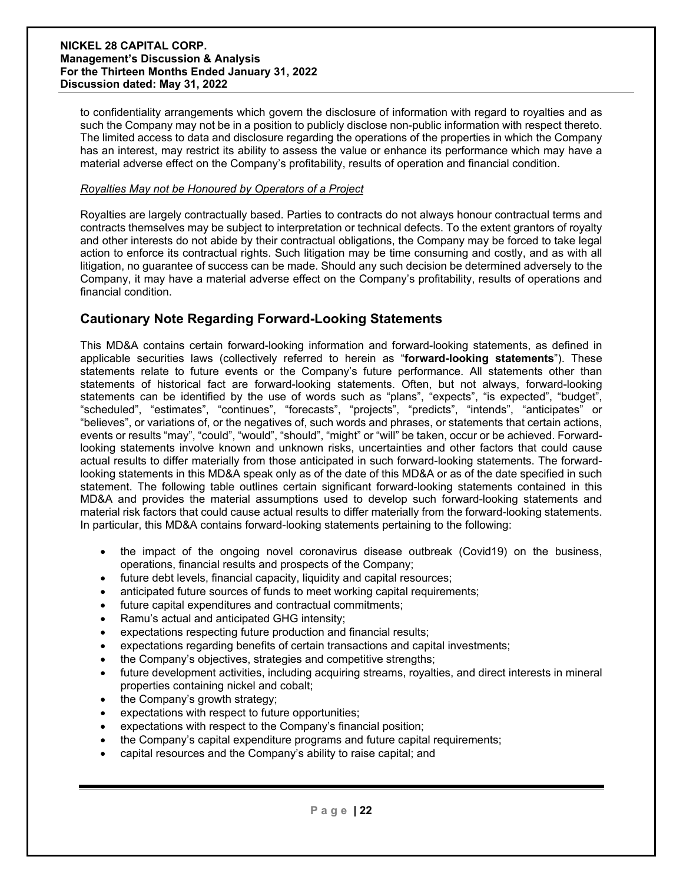to confidentiality arrangements which govern the disclosure of information with regard to royalties and as such the Company may not be in a position to publicly disclose non-public information with respect thereto. The limited access to data and disclosure regarding the operations of the properties in which the Company has an interest, may restrict its ability to assess the value or enhance its performance which may have a material adverse effect on the Company's profitability, results of operation and financial condition.

*Royalties May not be Honoured by Operators of a Project*

Royalties are largely contractually based. Parties to contracts do not always honour contractual terms and contracts themselves may be subject to interpretation or technical defects. To the extent grantors of royalty and other interests do not abide by their contractual obligations, the Company may be forced to take legal action to enforce its contractual rights. Such litigation may be time consuming and costly, and as with all litigation, no guarantee of success can be made. Should any such decision be determined adversely to the Company, it may have a material adverse effect on the Company's profitability, results of operations and financial condition.

## Cautionary Note Regarding Forward-Looking Statements

This MD&A contains certain forward-looking information and forward-looking statements, as defined in applicable securities laws (collectively referred to herein as "**forward-looking statements**"). These statements relate to future events or the Company's future performance. All statements other than statements of historical fact are forward-looking statements. Often, but not always, forward-looking statements can be identified by the use of words such as "plans", "expects", "is expected", "budget", "scheduled", "estimates", "continues", "forecasts", "projects", "predicts", "intends", "anticipates" or "believes", or variations of, or the negatives of, such words and phrases, or statements that certain actions, events or results "may", "could", "would", "should", "might" or "will" be taken, occur or be achieved. Forward-looking statements involve known and unknown risks, uncertainties and other factors that could cause actual results to differ materially from those anticipated in such forward-looking statements. The forward-looking statements in this MD&A speak only as of the date of this MD&A or as of the date specified in such statement. The following table outlines certain significant forward-looking statements contained in this MD&A and provides the material assumptions used to develop such forward-looking statements and material risk factors that could cause actual results to differ materially from the forward-looking statements. In particular, this MD&A contains forward-looking statements pertaining to the following:

- the impact of the ongoing novel coronavirus disease outbreak (Covid19) on the business, operations, financial results and prospects of the Company;
- future debt levels, financial capacity, liquidity and capital resources;
- anticipated future sources of funds to meet working capital requirements;
- future capital expenditures and contractual commitments;
- Ramu's actual and anticipated GHG intensity;
- expectations respecting future production and financial results;
- expectations regarding benefits of certain transactions and capital investments;
- the Company's objectives, strategies and competitive strengths;
- future development activities, including acquiring streams, royalties, and direct interests in mineral properties containing nickel and cobalt;
- the Company's growth strategy;
- expectations with respect to future opportunities;
- expectations with respect to the Company's financial position;
- the Company's capital expenditure programs and future capital requirements;
- capital resources and the Company's ability to raise capital; and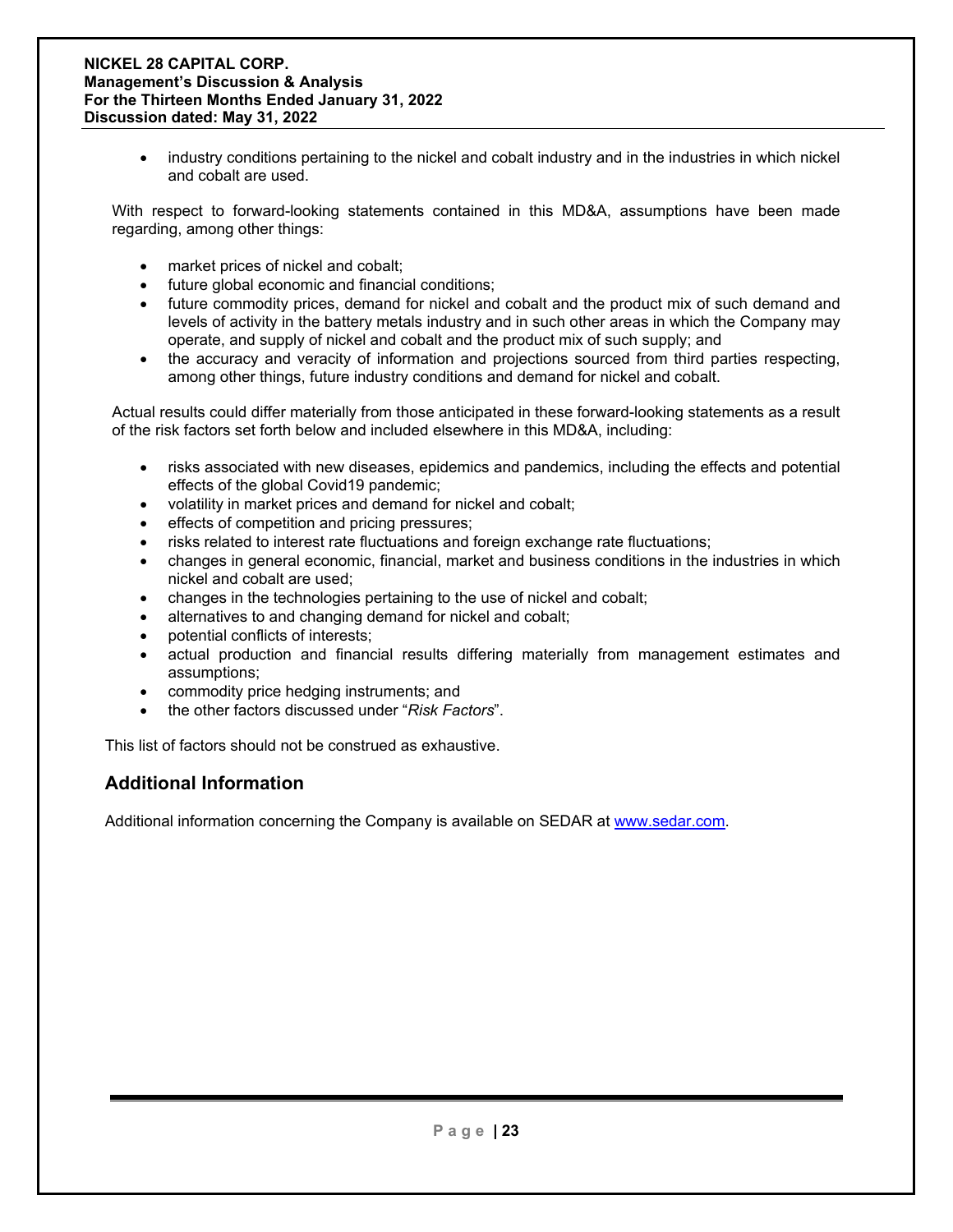- industry conditions pertaining to the nickel and cobalt industry and in the industries in which nickel and cobalt are used.

With respect to forward-looking statements contained in this MD&A, assumptions have been made regarding, among other things:

- market prices of nickel and cobalt;
- future global economic and financial conditions;
- future commodity prices, demand for nickel and cobalt and the product mix of such demand and levels of activity in the battery metals industry and in such other areas in which the Company may operate, and supply of nickel and cobalt and the product mix of such supply; and
- the accuracy and veracity of information and projections sourced from third parties respecting, among other things, future industry conditions and demand for nickel and cobalt.

Actual results could differ materially from those anticipated in these forward-looking statements as a result of the risk factors set forth below and included elsewhere in this MD&A, including:

- risks associated with new diseases, epidemics and pandemics, including the effects and potential effects of the global Covid19 pandemic;
- volatility in market prices and demand for nickel and cobalt;
- effects of competition and pricing pressures;
- risks related to interest rate fluctuations and foreign exchange rate fluctuations;
- changes in general economic, financial, market and business conditions in the industries in which nickel and cobalt are used;
- changes in the technologies pertaining to the use of nickel and cobalt;
- alternatives to and changing demand for nickel and cobalt;
- potential conflicts of interests;
- actual production and financial results differing materially from management estimates and assumptions;
- commodity price hedging instruments; and
- the other factors discussed under "*Risk Factors*".

This list of factors should not be construed as exhaustive.

## Additional Information

Additional information concerning the Company is available on SEDAR at www.sedar.com.